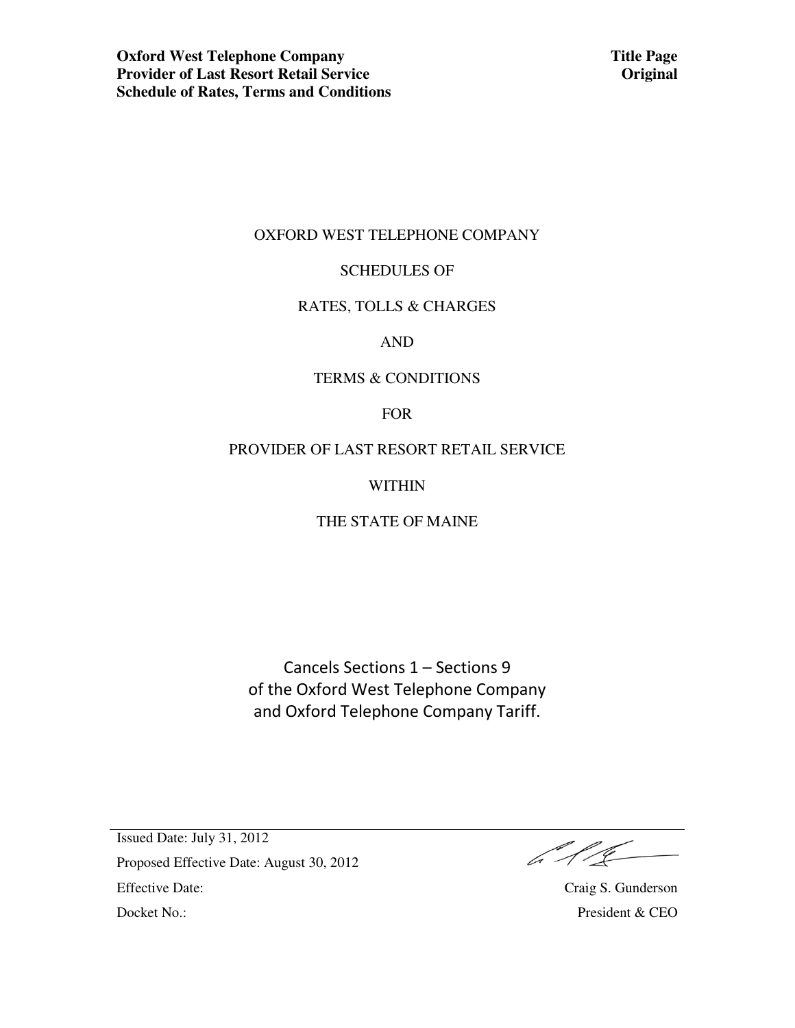**Oxford West Telephone Company**
**Provider of Last Resort Retail Service**
**Schedule of Rates, Terms and Conditions**

**Title Page**
**Original**

OXFORD WEST TELEPHONE COMPANY

SCHEDULES OF

RATES, TOLLS & CHARGES

AND

TERMS & CONDITIONS

FOR

PROVIDER OF LAST RESORT RETAIL SERVICE

WITHIN

THE STATE OF MAINE

Cancels Sections 1 – Sections 9
of the Oxford West Telephone Company
and Oxford Telephone Company Tariff.

Issued Date: July 31, 2012

Proposed Effective Date: August 30, 2012

Effective Date:

Docket No.:

Craig S. Gunderson
President & CEO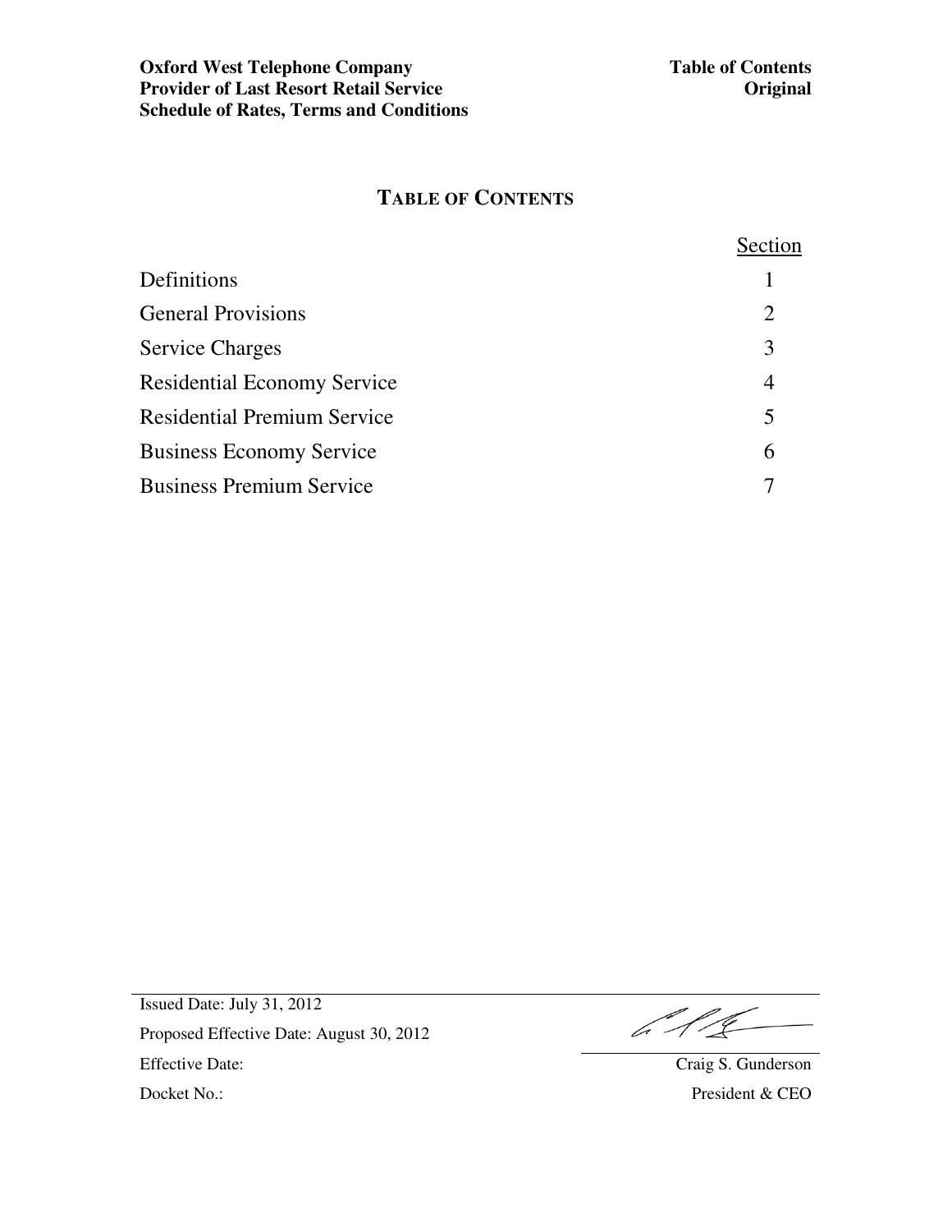# TABLE OF CONTENTS

| | Section |
|---|---|
| Definitions | 1 |
| General Provisions | 2 |
| Service Charges | 3 |
| Residential Economy Service | 4 |
| Residential Premium Service | 5 |
| Business Economy Service | 6 |
| Business Premium Service | 7 |

Issued Date: July 31, 2012

Proposed Effective Date: August 30, 2012

Effective Date:

Docket No.:

Craig S. Gunderson

President & CEO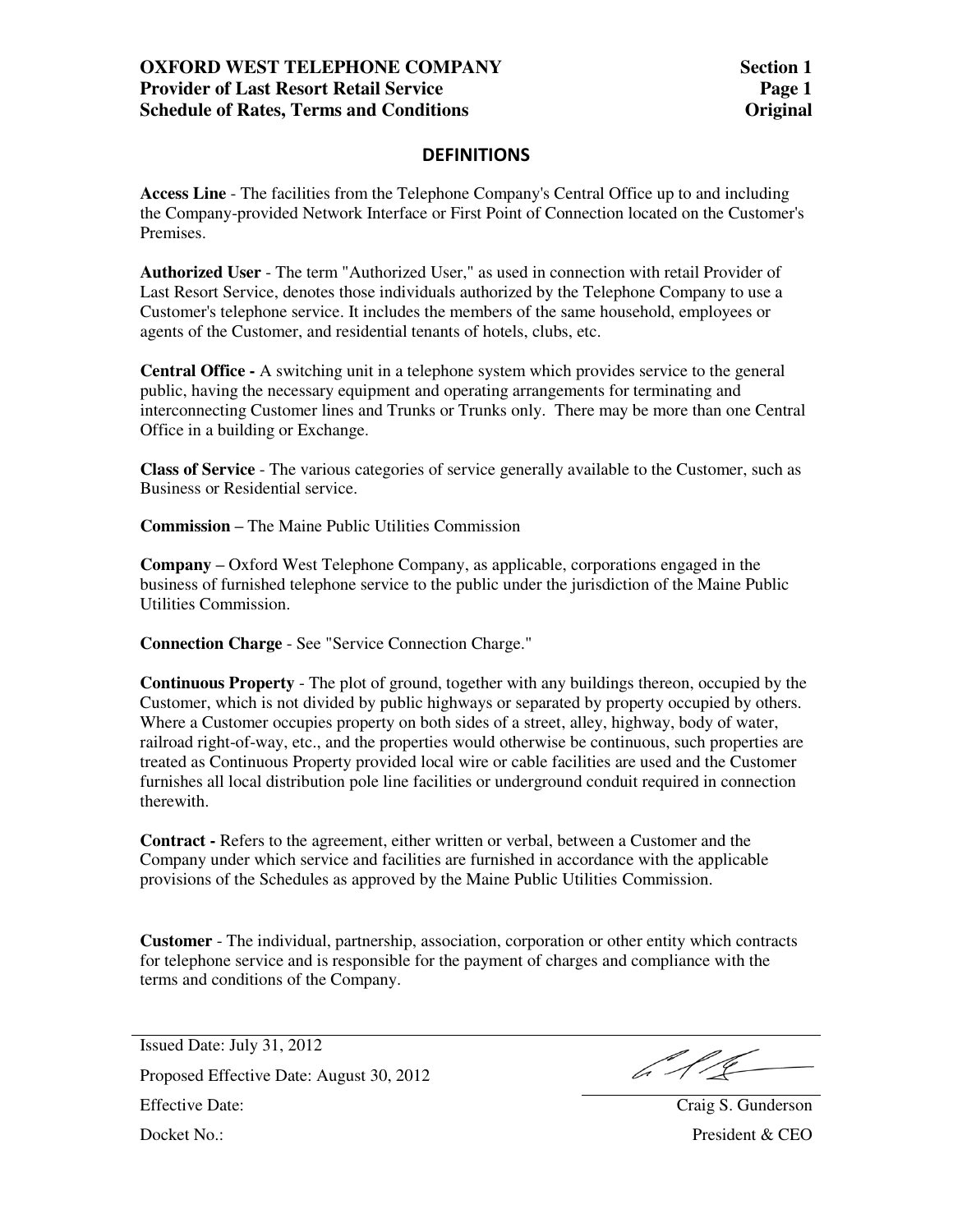## DEFINITIONS

**Access Line** - The facilities from the Telephone Company's Central Office up to and including the Company-provided Network Interface or First Point of Connection located on the Customer's Premises.

**Authorized User** - The term "Authorized User," as used in connection with retail Provider of Last Resort Service, denotes those individuals authorized by the Telephone Company to use a Customer's telephone service. It includes the members of the same household, employees or agents of the Customer, and residential tenants of hotels, clubs, etc.

**Central Office -** A switching unit in a telephone system which provides service to the general public, having the necessary equipment and operating arrangements for terminating and interconnecting Customer lines and Trunks or Trunks only. There may be more than one Central Office in a building or Exchange.

**Class of Service** - The various categories of service generally available to the Customer, such as Business or Residential service.

**Commission** – The Maine Public Utilities Commission

**Company** – Oxford West Telephone Company, as applicable, corporations engaged in the business of furnished telephone service to the public under the jurisdiction of the Maine Public Utilities Commission.

**Connection Charge** - See "Service Connection Charge."

**Continuous Property** - The plot of ground, together with any buildings thereon, occupied by the Customer, which is not divided by public highways or separated by property occupied by others. Where a Customer occupies property on both sides of a street, alley, highway, body of water, railroad right-of-way, etc., and the properties would otherwise be continuous, such properties are treated as Continuous Property provided local wire or cable facilities are used and the Customer furnishes all local distribution pole line facilities or underground conduit required in connection therewith.

**Contract -** Refers to the agreement, either written or verbal, between a Customer and the Company under which service and facilities are furnished in accordance with the applicable provisions of the Schedules as approved by the Maine Public Utilities Commission.

**Customer** - The individual, partnership, association, corporation or other entity which contracts for telephone service and is responsible for the payment of charges and compliance with the terms and conditions of the Company.

Issued Date: July 31, 2012

Proposed Effective Date: August 30, 2012

Effective Date:

Docket No.:

Craig S. Gunderson
President & CEO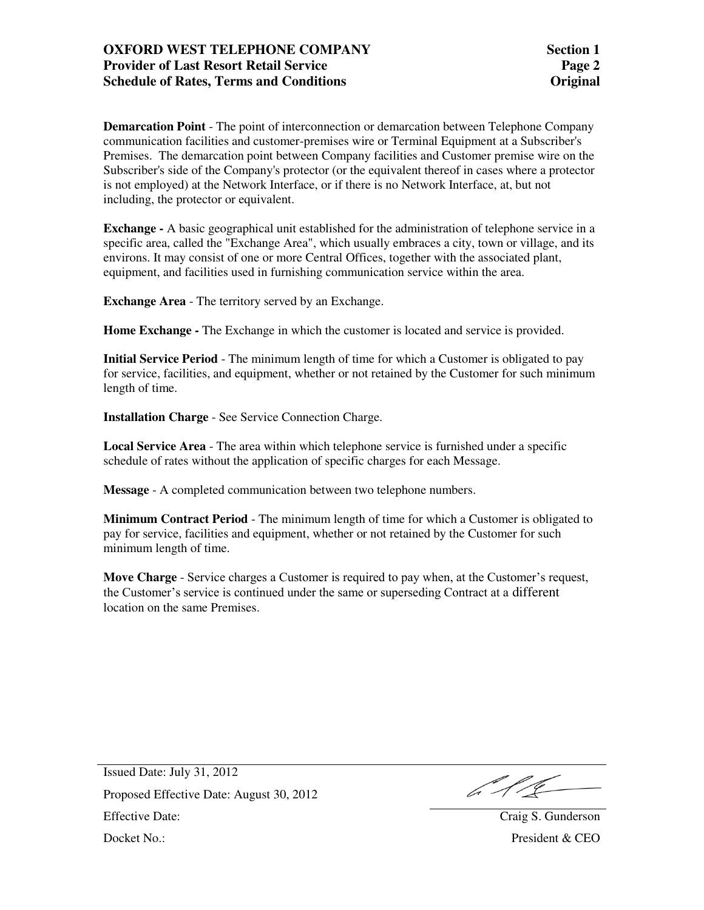**Demarcation Point** - The point of interconnection or demarcation between Telephone Company communication facilities and customer-premises wire or Terminal Equipment at a Subscriber's Premises. The demarcation point between Company facilities and Customer premise wire on the Subscriber's side of the Company's protector (or the equivalent thereof in cases where a protector is not employed) at the Network Interface, or if there is no Network Interface, at, but not including, the protector or equivalent.

**Exchange -** A basic geographical unit established for the administration of telephone service in a specific area, called the "Exchange Area", which usually embraces a city, town or village, and its environs. It may consist of one or more Central Offices, together with the associated plant, equipment, and facilities used in furnishing communication service within the area.

**Exchange Area** - The territory served by an Exchange.

**Home Exchange -** The Exchange in which the customer is located and service is provided.

**Initial Service Period** - The minimum length of time for which a Customer is obligated to pay for service, facilities, and equipment, whether or not retained by the Customer for such minimum length of time.

**Installation Charge** - See Service Connection Charge.

**Local Service Area** - The area within which telephone service is furnished under a specific schedule of rates without the application of specific charges for each Message.

**Message** - A completed communication between two telephone numbers.

**Minimum Contract Period** - The minimum length of time for which a Customer is obligated to pay for service, facilities and equipment, whether or not retained by the Customer for such minimum length of time.

**Move Charge** - Service charges a Customer is required to pay when, at the Customer's request, the Customer's service is continued under the same or superseding Contract at a different location on the same Premises.

Issued Date: July 31, 2012

Proposed Effective Date: August 30, 2012

Effective Date:

Docket No.:

Craig S. Gunderson

President & CEO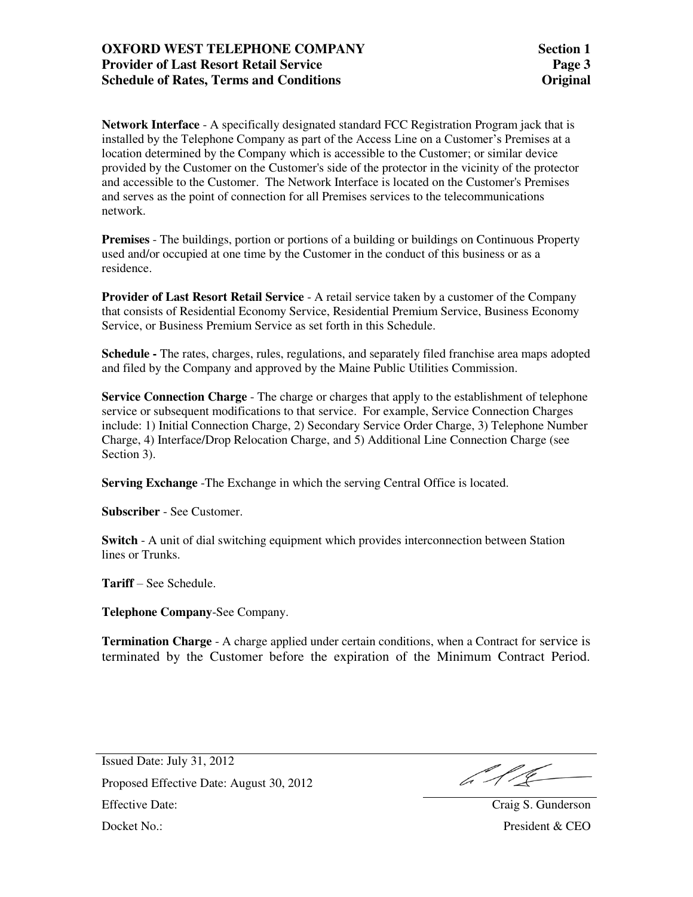**Network Interface** - A specifically designated standard FCC Registration Program jack that is installed by the Telephone Company as part of the Access Line on a Customer's Premises at a location determined by the Company which is accessible to the Customer; or similar device provided by the Customer on the Customer's side of the protector in the vicinity of the protector and accessible to the Customer. The Network Interface is located on the Customer's Premises and serves as the point of connection for all Premises services to the telecommunications network.

**Premises** - The buildings, portion or portions of a building or buildings on Continuous Property used and/or occupied at one time by the Customer in the conduct of this business or as a residence.

**Provider of Last Resort Retail Service** - A retail service taken by a customer of the Company that consists of Residential Economy Service, Residential Premium Service, Business Economy Service, or Business Premium Service as set forth in this Schedule.

**Schedule -** The rates, charges, rules, regulations, and separately filed franchise area maps adopted and filed by the Company and approved by the Maine Public Utilities Commission.

**Service Connection Charge** - The charge or charges that apply to the establishment of telephone service or subsequent modifications to that service. For example, Service Connection Charges include: 1) Initial Connection Charge, 2) Secondary Service Order Charge, 3) Telephone Number Charge, 4) Interface/Drop Relocation Charge, and 5) Additional Line Connection Charge (see Section 3).

**Serving Exchange** -The Exchange in which the serving Central Office is located.

**Subscriber** - See Customer.

**Switch** - A unit of dial switching equipment which provides interconnection between Station lines or Trunks.

**Tariff** – See Schedule.

**Telephone Company**-See Company.

**Termination Charge** - A charge applied under certain conditions, when a Contract for service is terminated by the Customer before the expiration of the Minimum Contract Period.

Issued Date: July 31, 2012
Proposed Effective Date: August 30, 2012
Effective Date:
Docket No.:

Craig S. Gunderson
President & CEO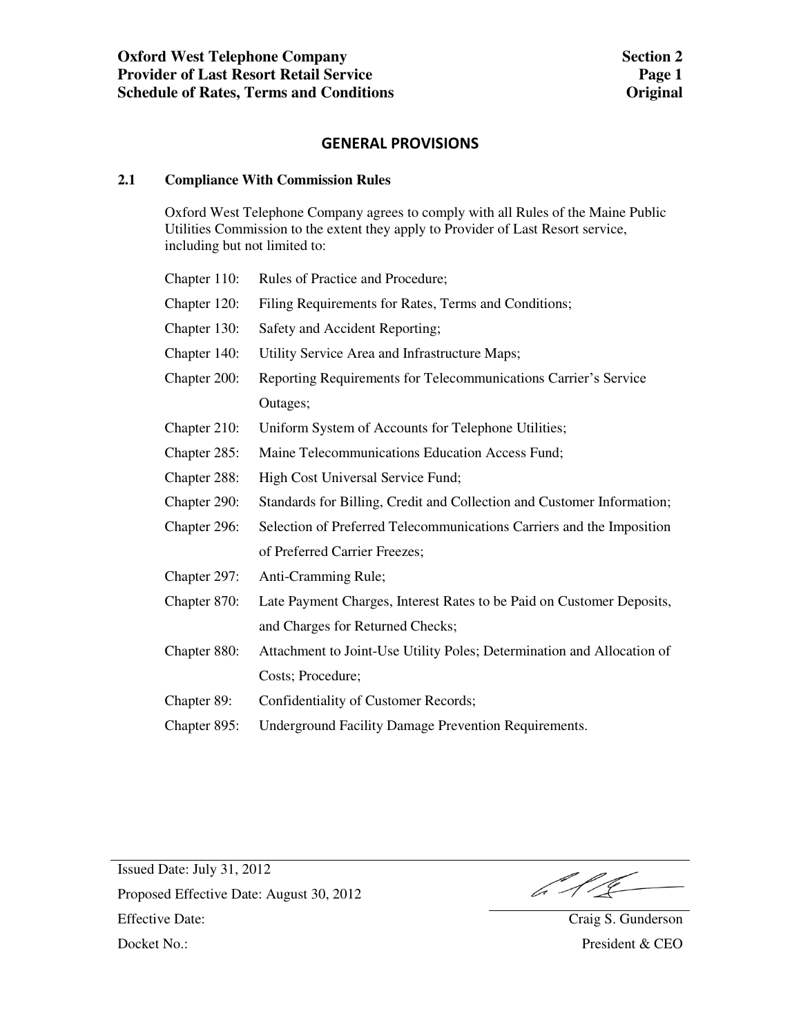## GENERAL PROVISIONS

### 2.1 Compliance With Commission Rules

Oxford West Telephone Company agrees to comply with all Rules of the Maine Public Utilities Commission to the extent they apply to Provider of Last Resort service, including but not limited to:

| | |
|---|---|
| Chapter 110: | Rules of Practice and Procedure; |
| Chapter 120: | Filing Requirements for Rates, Terms and Conditions; |
| Chapter 130: | Safety and Accident Reporting; |
| Chapter 140: | Utility Service Area and Infrastructure Maps; |
| Chapter 200: | Reporting Requirements for Telecommunications Carrier's Service Outages; |
| Chapter 210: | Uniform System of Accounts for Telephone Utilities; |
| Chapter 285: | Maine Telecommunications Education Access Fund; |
| Chapter 288: | High Cost Universal Service Fund; |
| Chapter 290: | Standards for Billing, Credit and Collection and Customer Information; |
| Chapter 296: | Selection of Preferred Telecommunications Carriers and the Imposition of Preferred Carrier Freezes; |
| Chapter 297: | Anti-Cramming Rule; |
| Chapter 870: | Late Payment Charges, Interest Rates to be Paid on Customer Deposits, and Charges for Returned Checks; |
| Chapter 880: | Attachment to Joint-Use Utility Poles; Determination and Allocation of Costs; Procedure; |
| Chapter 89: | Confidentiality of Customer Records; |
| Chapter 895: | Underground Facility Damage Prevention Requirements. |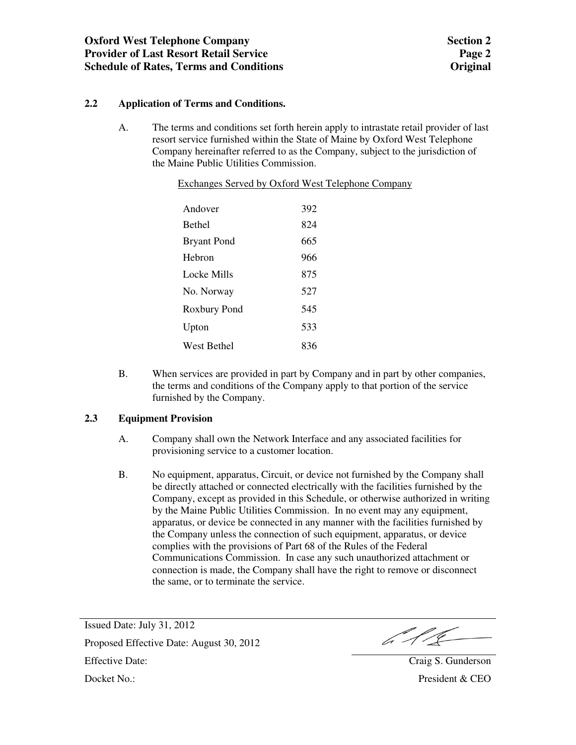## 2.2 Application of Terms and Conditions.

A. The terms and conditions set forth herein apply to intrastate retail provider of last resort service furnished within the State of Maine by Oxford West Telephone Company hereinafter referred to as the Company, subject to the jurisdiction of the Maine Public Utilities Commission.

Exchanges Served by Oxford West Telephone Company

| Exchange | Code |
|---|---|
| Andover | 392 |
| Bethel | 824 |
| Bryant Pond | 665 |
| Hebron | 966 |
| Locke Mills | 875 |
| No. Norway | 527 |
| Roxbury Pond | 545 |
| Upton | 533 |
| West Bethel | 836 |

B. When services are provided in part by Company and in part by other companies, the terms and conditions of the Company apply to that portion of the service furnished by the Company.

## 2.3 Equipment Provision

A. Company shall own the Network Interface and any associated facilities for provisioning service to a customer location.

B. No equipment, apparatus, Circuit, or device not furnished by the Company shall be directly attached or connected electrically with the facilities furnished by the Company, except as provided in this Schedule, or otherwise authorized in writing by the Maine Public Utilities Commission. In no event may any equipment, apparatus, or device be connected in any manner with the facilities furnished by the Company unless the connection of such equipment, apparatus, or device complies with the provisions of Part 68 of the Rules of the Federal Communications Commission. In case any such unauthorized attachment or connection is made, the Company shall have the right to remove or disconnect the same, or to terminate the service.

Issued Date: July 31, 2012
Proposed Effective Date: August 30, 2012
Effective Date:
Docket No.:

Craig S. Gunderson
President & CEO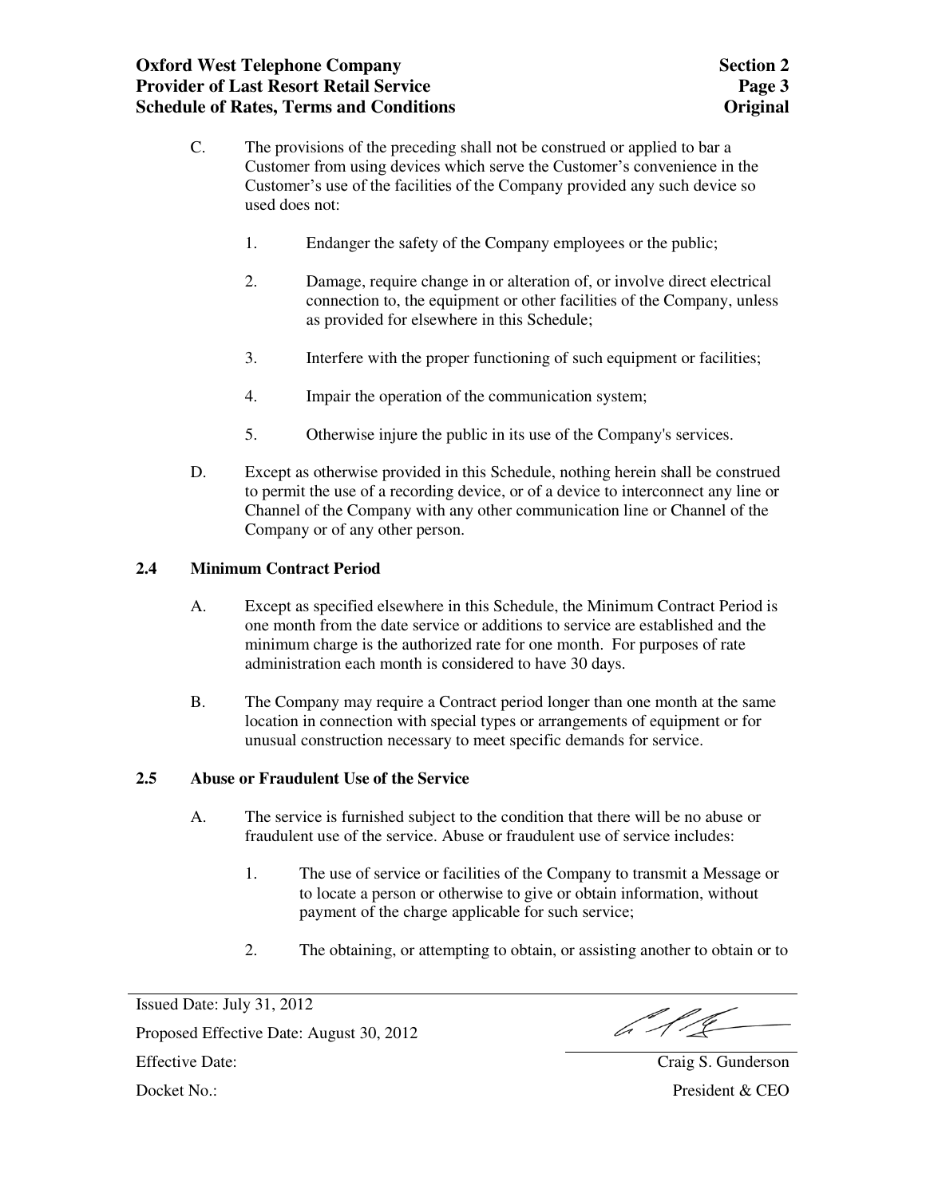C. The provisions of the preceding shall not be construed or applied to bar a Customer from using devices which serve the Customer's convenience in the Customer's use of the facilities of the Company provided any such device so used does not:

1. Endanger the safety of the Company employees or the public;

2. Damage, require change in or alteration of, or involve direct electrical connection to, the equipment or other facilities of the Company, unless as provided for elsewhere in this Schedule;

3. Interfere with the proper functioning of such equipment or facilities;

4. Impair the operation of the communication system;

5. Otherwise injure the public in its use of the Company's services.

D. Except as otherwise provided in this Schedule, nothing herein shall be construed to permit the use of a recording device, or of a device to interconnect any line or Channel of the Company with any other communication line or Channel of the Company or of any other person.

## 2.4 Minimum Contract Period

A. Except as specified elsewhere in this Schedule, the Minimum Contract Period is one month from the date service or additions to service are established and the minimum charge is the authorized rate for one month. For purposes of rate administration each month is considered to have 30 days.

B. The Company may require a Contract period longer than one month at the same location in connection with special types or arrangements of equipment or for unusual construction necessary to meet specific demands for service.

## 2.5 Abuse or Fraudulent Use of the Service

A. The service is furnished subject to the condition that there will be no abuse or fraudulent use of the service. Abuse or fraudulent use of service includes:

1. The use of service or facilities of the Company to transmit a Message or to locate a person or otherwise to give or obtain information, without payment of the charge applicable for such service;

2. The obtaining, or attempting to obtain, or assisting another to obtain or to

Issued Date: July 31, 2012

Proposed Effective Date: August 30, 2012

Effective Date:

Docket No.:

Craig S. Gunderson

President & CEO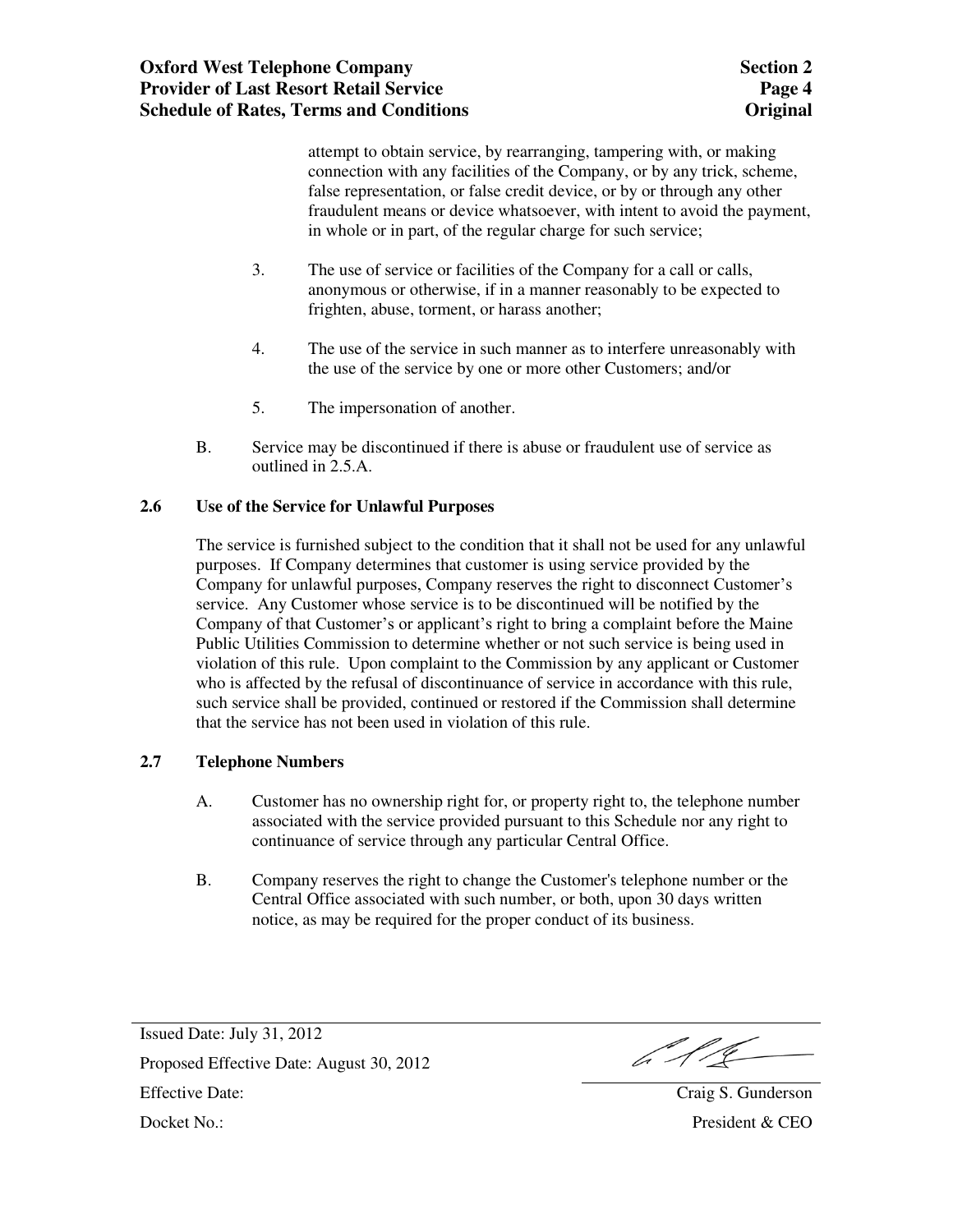attempt to obtain service, by rearranging, tampering with, or making connection with any facilities of the Company, or by any trick, scheme, false representation, or false credit device, or by or through any other fraudulent means or device whatsoever, with intent to avoid the payment, in whole or in part, of the regular charge for such service;

3. The use of service or facilities of the Company for a call or calls, anonymous or otherwise, if in a manner reasonably to be expected to frighten, abuse, torment, or harass another;

4. The use of the service in such manner as to interfere unreasonably with the use of the service by one or more other Customers; and/or

5. The impersonation of another.

B. Service may be discontinued if there is abuse or fraudulent use of service as outlined in 2.5.A.

### 2.6 Use of the Service for Unlawful Purposes

The service is furnished subject to the condition that it shall not be used for any unlawful purposes. If Company determines that customer is using service provided by the Company for unlawful purposes, Company reserves the right to disconnect Customer's service. Any Customer whose service is to be discontinued will be notified by the Company of that Customer's or applicant's right to bring a complaint before the Maine Public Utilities Commission to determine whether or not such service is being used in violation of this rule. Upon complaint to the Commission by any applicant or Customer who is affected by the refusal of discontinuance of service in accordance with this rule, such service shall be provided, continued or restored if the Commission shall determine that the service has not been used in violation of this rule.

### 2.7 Telephone Numbers

A. Customer has no ownership right for, or property right to, the telephone number associated with the service provided pursuant to this Schedule nor any right to continuance of service through any particular Central Office.

B. Company reserves the right to change the Customer's telephone number or the Central Office associated with such number, or both, upon 30 days written notice, as may be required for the proper conduct of its business.

Issued Date: July 31, 2012

Proposed Effective Date: August 30, 2012

Effective Date:

Docket No.:

Craig S. Gunderson
President & CEO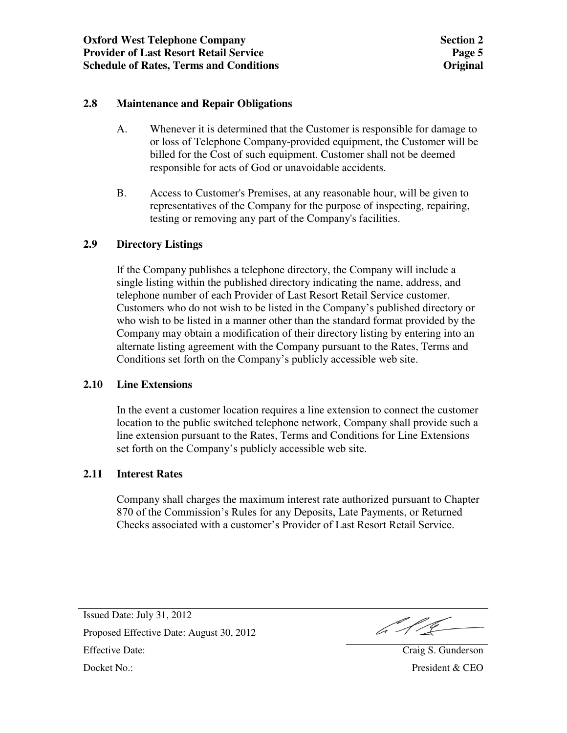## 2.8 Maintenance and Repair Obligations

A. Whenever it is determined that the Customer is responsible for damage to or loss of Telephone Company-provided equipment, the Customer will be billed for the Cost of such equipment. Customer shall not be deemed responsible for acts of God or unavoidable accidents.

B. Access to Customer's Premises, at any reasonable hour, will be given to representatives of the Company for the purpose of inspecting, repairing, testing or removing any part of the Company's facilities.

## 2.9 Directory Listings

If the Company publishes a telephone directory, the Company will include a single listing within the published directory indicating the name, address, and telephone number of each Provider of Last Resort Retail Service customer. Customers who do not wish to be listed in the Company's published directory or who wish to be listed in a manner other than the standard format provided by the Company may obtain a modification of their directory listing by entering into an alternate listing agreement with the Company pursuant to the Rates, Terms and Conditions set forth on the Company's publicly accessible web site.

## 2.10 Line Extensions

In the event a customer location requires a line extension to connect the customer location to the public switched telephone network, Company shall provide such a line extension pursuant to the Rates, Terms and Conditions for Line Extensions set forth on the Company's publicly accessible web site.

## 2.11 Interest Rates

Company shall charges the maximum interest rate authorized pursuant to Chapter 870 of the Commission's Rules for any Deposits, Late Payments, or Returned Checks associated with a customer's Provider of Last Resort Retail Service.

Issued Date: July 31, 2012

Proposed Effective Date: August 30, 2012

Effective Date:

Docket No.:

Craig S. Gunderson
President & CEO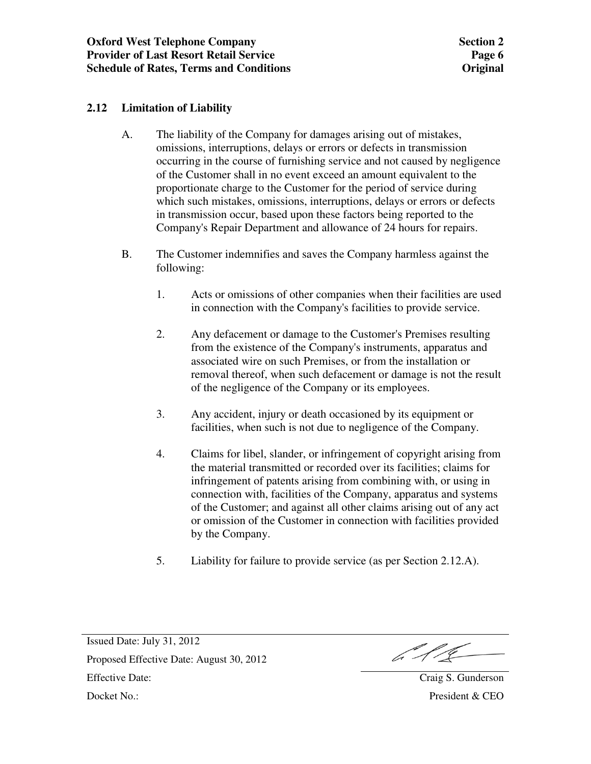## 2.12 Limitation of Liability

A. The liability of the Company for damages arising out of mistakes, omissions, interruptions, delays or errors or defects in transmission occurring in the course of furnishing service and not caused by negligence of the Customer shall in no event exceed an amount equivalent to the proportionate charge to the Customer for the period of service during which such mistakes, omissions, interruptions, delays or errors or defects in transmission occur, based upon these factors being reported to the Company's Repair Department and allowance of 24 hours for repairs.

B. The Customer indemnifies and saves the Company harmless against the following:

1. Acts or omissions of other companies when their facilities are used in connection with the Company's facilities to provide service.

2. Any defacement or damage to the Customer's Premises resulting from the existence of the Company's instruments, apparatus and associated wire on such Premises, or from the installation or removal thereof, when such defacement or damage is not the result of the negligence of the Company or its employees.

3. Any accident, injury or death occasioned by its equipment or facilities, when such is not due to negligence of the Company.

4. Claims for libel, slander, or infringement of copyright arising from the material transmitted or recorded over its facilities; claims for infringement of patents arising from combining with, or using in connection with, facilities of the Company, apparatus and systems of the Customer; and against all other claims arising out of any act or omission of the Customer in connection with facilities provided by the Company.

5. Liability for failure to provide service (as per Section 2.12.A).

Issued Date: July 31, 2012
Proposed Effective Date: August 30, 2012
Effective Date:
Docket No.:

Craig S. Gunderson
President & CEO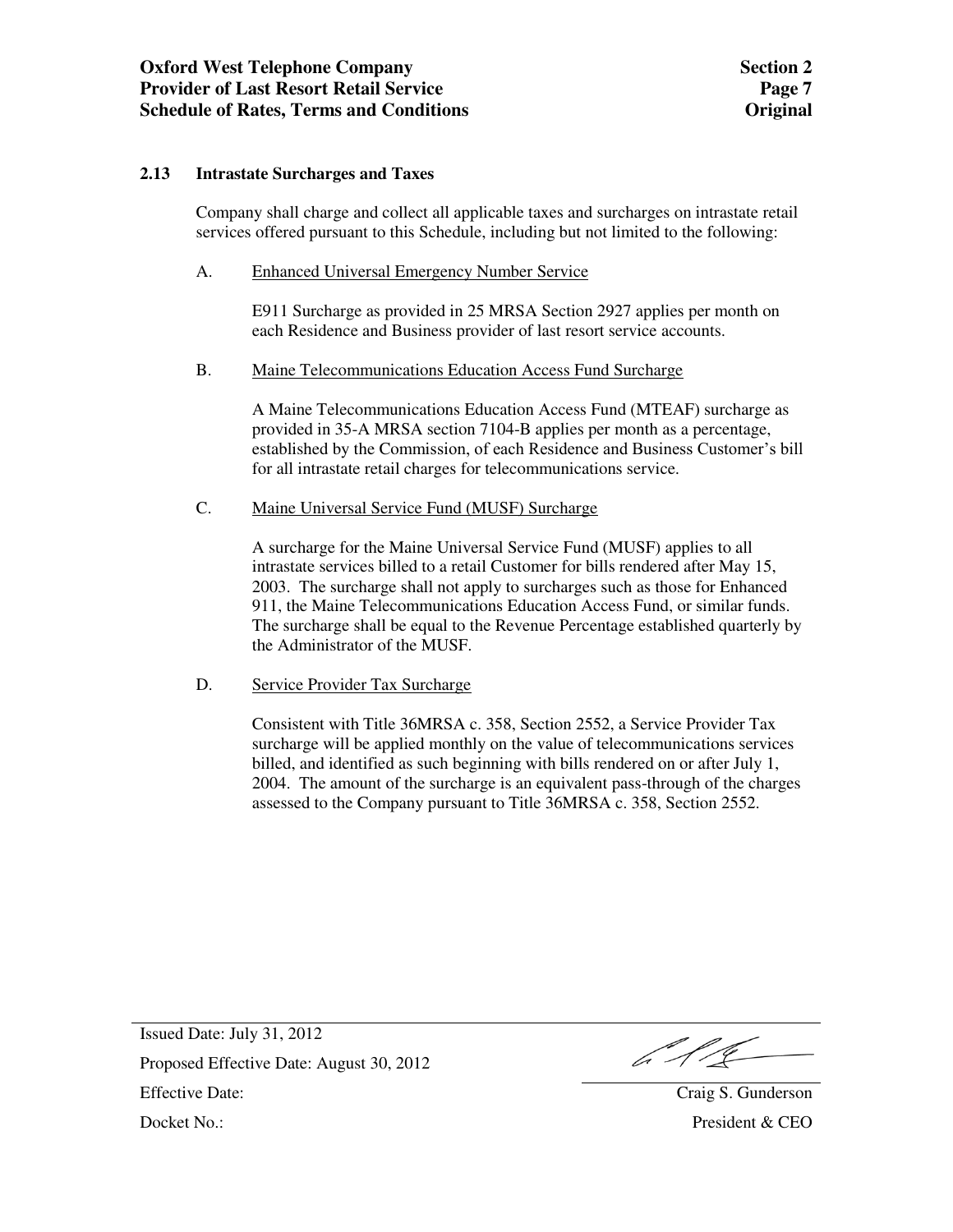## 2.13 Intrastate Surcharges and Taxes

Company shall charge and collect all applicable taxes and surcharges on intrastate retail services offered pursuant to this Schedule, including but not limited to the following:

A. Enhanced Universal Emergency Number Service

E911 Surcharge as provided in 25 MRSA Section 2927 applies per month on each Residence and Business provider of last resort service accounts.

B. Maine Telecommunications Education Access Fund Surcharge

A Maine Telecommunications Education Access Fund (MTEAF) surcharge as provided in 35-A MRSA section 7104-B applies per month as a percentage, established by the Commission, of each Residence and Business Customer's bill for all intrastate retail charges for telecommunications service.

C. Maine Universal Service Fund (MUSF) Surcharge

A surcharge for the Maine Universal Service Fund (MUSF) applies to all intrastate services billed to a retail Customer for bills rendered after May 15, 2003. The surcharge shall not apply to surcharges such as those for Enhanced 911, the Maine Telecommunications Education Access Fund, or similar funds. The surcharge shall be equal to the Revenue Percentage established quarterly by the Administrator of the MUSF.

D. Service Provider Tax Surcharge

Consistent with Title 36MRSA c. 358, Section 2552, a Service Provider Tax surcharge will be applied monthly on the value of telecommunications services billed, and identified as such beginning with bills rendered on or after July 1, 2004. The amount of the surcharge is an equivalent pass-through of the charges assessed to the Company pursuant to Title 36MRSA c. 358, Section 2552.

Issued Date: July 31, 2012

Proposed Effective Date: August 30, 2012

Effective Date:

Docket No.:

Craig S. Gunderson

President & CEO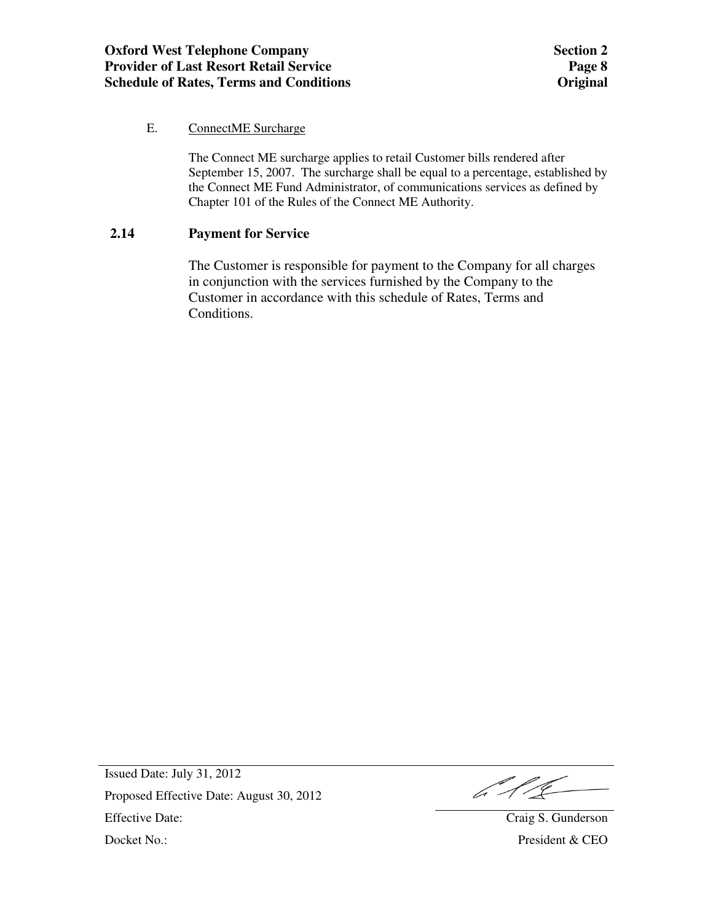E. ConnectME Surcharge

The Connect ME surcharge applies to retail Customer bills rendered after September 15, 2007. The surcharge shall be equal to a percentage, established by the Connect ME Fund Administrator, of communications services as defined by Chapter 101 of the Rules of the Connect ME Authority.

## 2.14 Payment for Service

The Customer is responsible for payment to the Company for all charges in conjunction with the services furnished by the Company to the Customer in accordance with this schedule of Rates, Terms and Conditions.

Issued Date: July 31, 2012

Proposed Effective Date: August 30, 2012

Effective Date:

Docket No.:

Craig S. Gunderson
President & CEO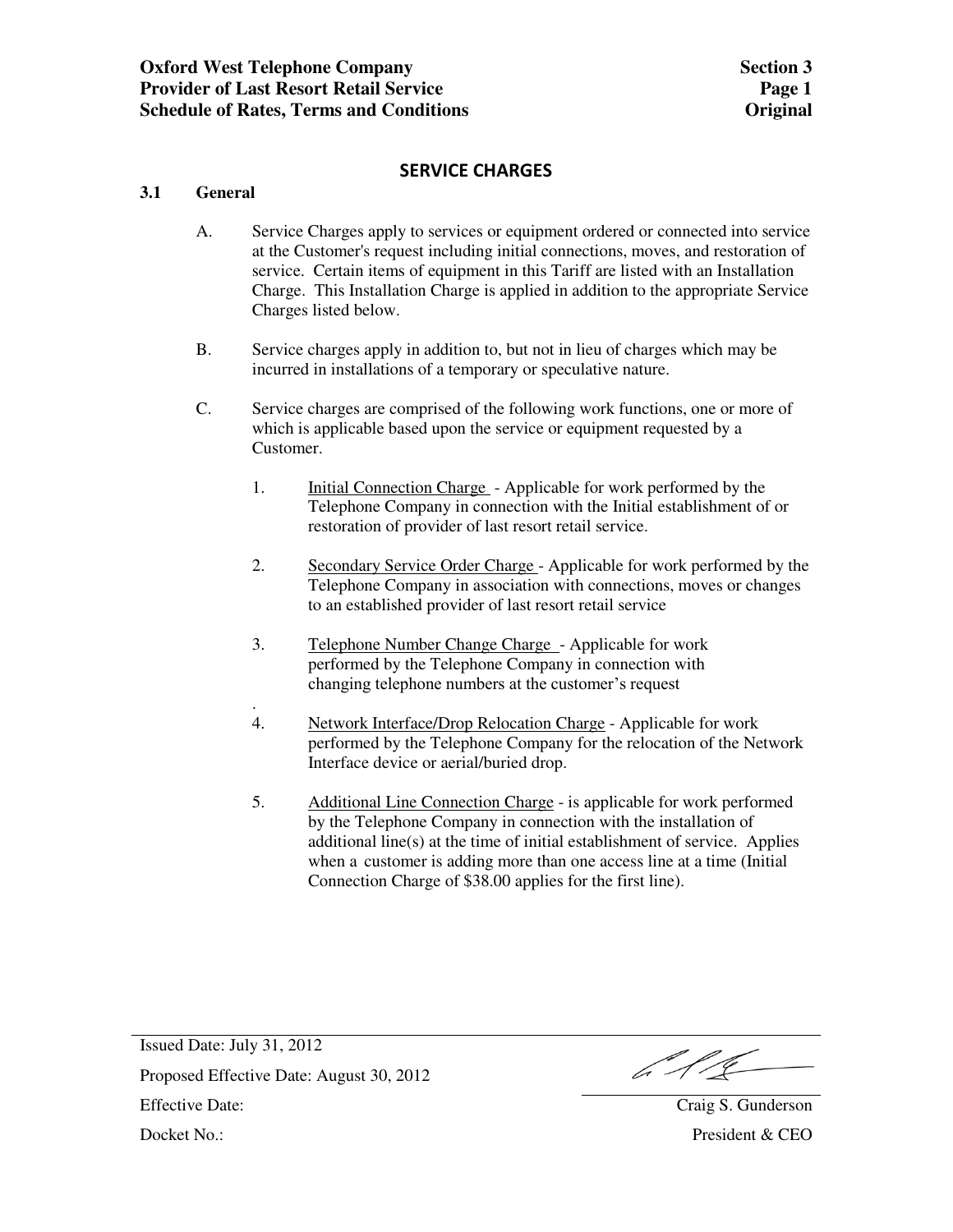## SERVICE CHARGES

### 3.1 General

A. Service Charges apply to services or equipment ordered or connected into service at the Customer's request including initial connections, moves, and restoration of service. Certain items of equipment in this Tariff are listed with an Installation Charge. This Installation Charge is applied in addition to the appropriate Service Charges listed below.

B. Service charges apply in addition to, but not in lieu of charges which may be incurred in installations of a temporary or speculative nature.

C. Service charges are comprised of the following work functions, one or more of which is applicable based upon the service or equipment requested by a Customer.

1. Initial Connection Charge - Applicable for work performed by the Telephone Company in connection with the Initial establishment of or restoration of provider of last resort retail service.

2. Secondary Service Order Charge - Applicable for work performed by the Telephone Company in association with connections, moves or changes to an established provider of last resort retail service

3. Telephone Number Change Charge - Applicable for work performed by the Telephone Company in connection with changing telephone numbers at the customer's request

4. Network Interface/Drop Relocation Charge - Applicable for work performed by the Telephone Company for the relocation of the Network Interface device or aerial/buried drop.

5. Additional Line Connection Charge - is applicable for work performed by the Telephone Company in connection with the installation of additional line(s) at the time of initial establishment of service. Applies when a customer is adding more than one access line at a time (Initial Connection Charge of $38.00 applies for the first line).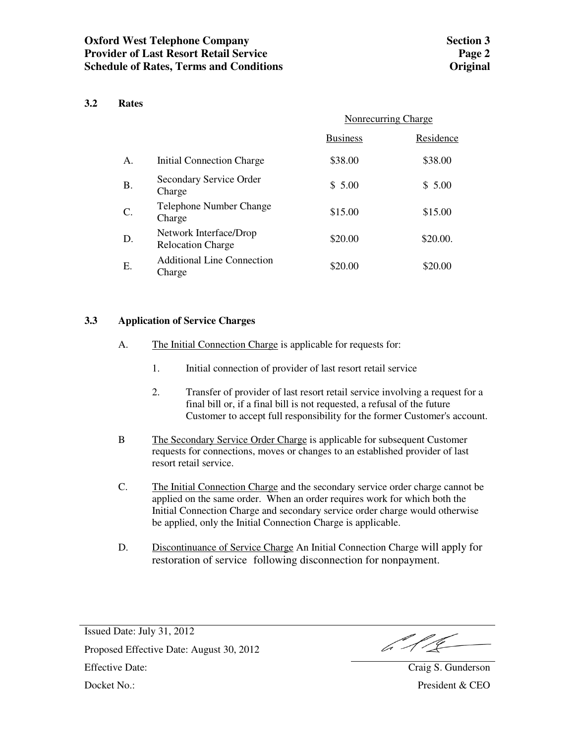## 3.2 Rates

| | | Nonrecurring Charge | |
|---|---|---|---|
| | | Business | Residence |
| A. | Initial Connection Charge | $38.00 | $38.00 |
| B. | Secondary Service Order Charge | $ 5.00 | $ 5.00 |
| C. | Telephone Number Change Charge | $15.00 | $15.00 |
| D. | Network Interface/Drop Relocation Charge | $20.00 | $20.00. |
| E. | Additional Line Connection Charge | $20.00 | $20.00 |

## 3.3 Application of Service Charges

A. The Initial Connection Charge is applicable for requests for:

1. Initial connection of provider of last resort retail service
2. Transfer of provider of last resort retail service involving a request for a final bill or, if a final bill is not requested, a refusal of the future Customer to accept full responsibility for the former Customer's account.

B The Secondary Service Order Charge is applicable for subsequent Customer requests for connections, moves or changes to an established provider of last resort retail service.

C. The Initial Connection Charge and the secondary service order charge cannot be applied on the same order. When an order requires work for which both the Initial Connection Charge and secondary service order charge would otherwise be applied, only the Initial Connection Charge is applicable.

D. Discontinuance of Service Charge An Initial Connection Charge will apply for restoration of service following disconnection for nonpayment.

Issued Date: July 31, 2012

Proposed Effective Date: August 30, 2012

Effective Date:

Docket No.:

Craig S. Gunderson
President & CEO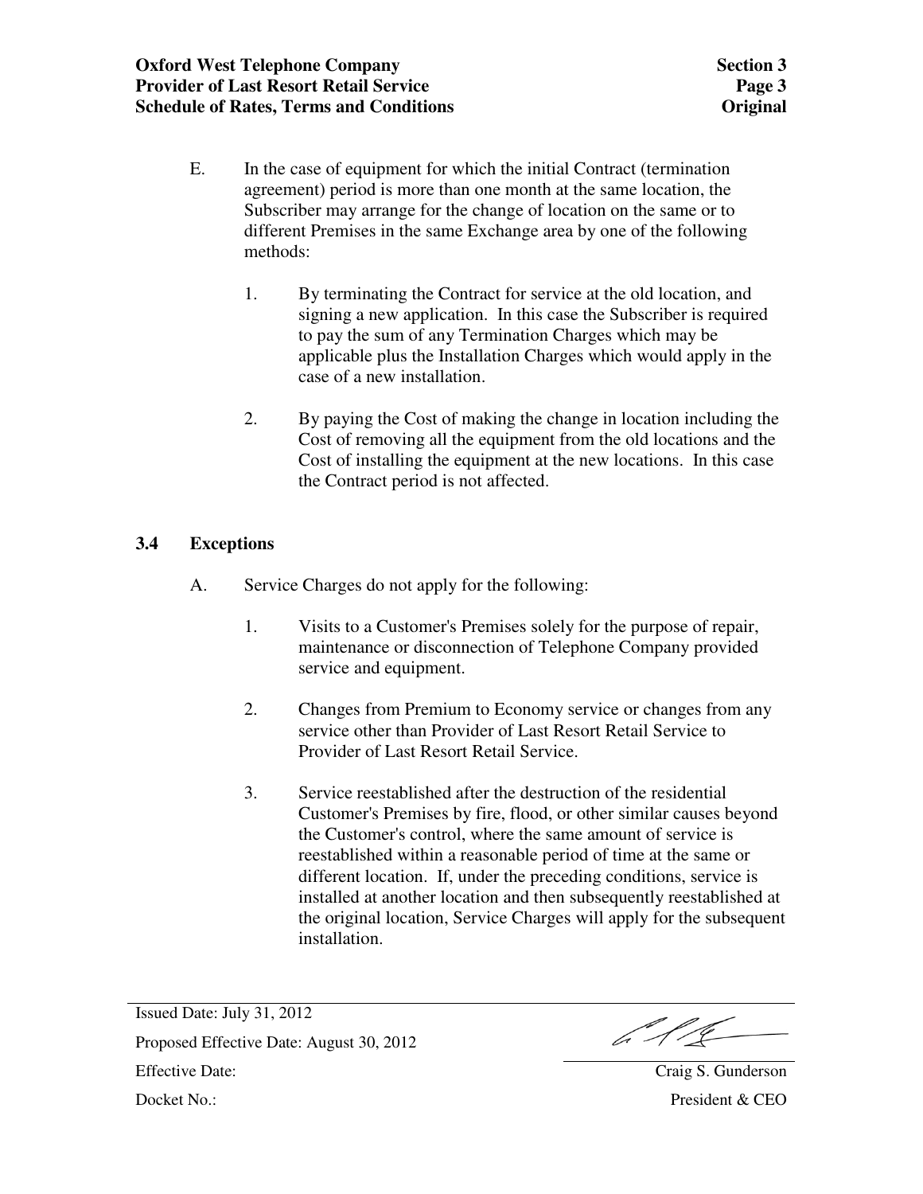E. In the case of equipment for which the initial Contract (termination agreement) period is more than one month at the same location, the Subscriber may arrange for the change of location on the same or to different Premises in the same Exchange area by one of the following methods:

1. By terminating the Contract for service at the old location, and signing a new application. In this case the Subscriber is required to pay the sum of any Termination Charges which may be applicable plus the Installation Charges which would apply in the case of a new installation.

2. By paying the Cost of making the change in location including the Cost of removing all the equipment from the old locations and the Cost of installing the equipment at the new locations. In this case the Contract period is not affected.

## 3.4 Exceptions

A. Service Charges do not apply for the following:

1. Visits to a Customer's Premises solely for the purpose of repair, maintenance or disconnection of Telephone Company provided service and equipment.

2. Changes from Premium to Economy service or changes from any service other than Provider of Last Resort Retail Service to Provider of Last Resort Retail Service.

3. Service reestablished after the destruction of the residential Customer's Premises by fire, flood, or other similar causes beyond the Customer's control, where the same amount of service is reestablished within a reasonable period of time at the same or different location. If, under the preceding conditions, service is installed at another location and then subsequently reestablished at the original location, Service Charges will apply for the subsequent installation.

Issued Date: July 31, 2012

Proposed Effective Date: August 30, 2012

Effective Date:

Docket No.:

Craig S. Gunderson
President & CEO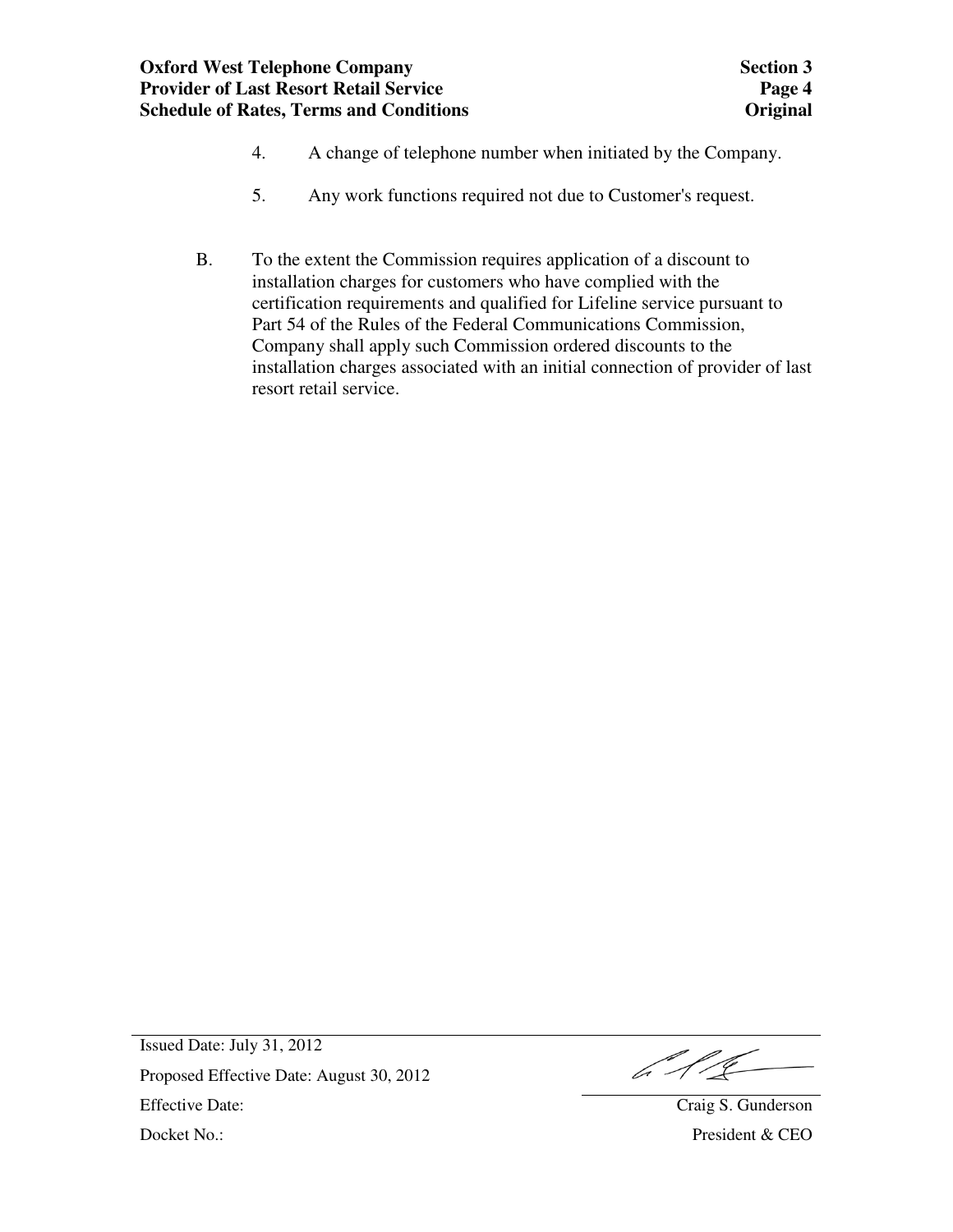4. A change of telephone number when initiated by the Company.

5. Any work functions required not due to Customer's request.

B. To the extent the Commission requires application of a discount to installation charges for customers who have complied with the certification requirements and qualified for Lifeline service pursuant to Part 54 of the Rules of the Federal Communications Commission, Company shall apply such Commission ordered discounts to the installation charges associated with an initial connection of provider of last resort retail service.

Issued Date: July 31, 2012

Proposed Effective Date: August 30, 2012

Effective Date:

Docket No.:

Craig S. Gunderson
President & CEO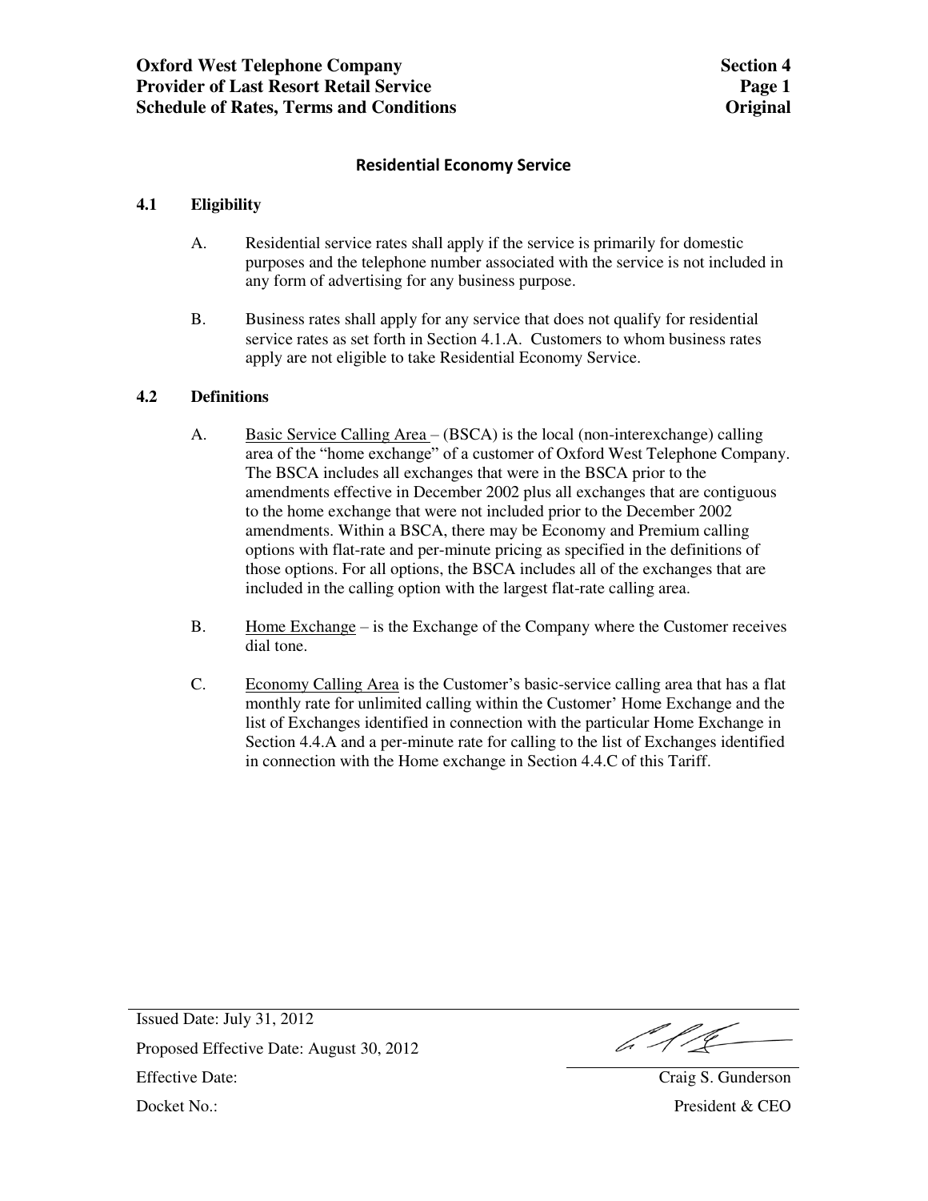## Residential Economy Service

### 4.1 Eligibility

A. Residential service rates shall apply if the service is primarily for domestic purposes and the telephone number associated with the service is not included in any form of advertising for any business purpose.

B. Business rates shall apply for any service that does not qualify for residential service rates as set forth in Section 4.1.A. Customers to whom business rates apply are not eligible to take Residential Economy Service.

### 4.2 Definitions

A. Basic Service Calling Area – (BSCA) is the local (non-interexchange) calling area of the "home exchange" of a customer of Oxford West Telephone Company. The BSCA includes all exchanges that were in the BSCA prior to the amendments effective in December 2002 plus all exchanges that are contiguous to the home exchange that were not included prior to the December 2002 amendments. Within a BSCA, there may be Economy and Premium calling options with flat-rate and per-minute pricing as specified in the definitions of those options. For all options, the BSCA includes all of the exchanges that are included in the calling option with the largest flat-rate calling area.

B. Home Exchange – is the Exchange of the Company where the Customer receives dial tone.

C. Economy Calling Area is the Customer's basic-service calling area that has a flat monthly rate for unlimited calling within the Customer' Home Exchange and the list of Exchanges identified in connection with the particular Home Exchange in Section 4.4.A and a per-minute rate for calling to the list of Exchanges identified in connection with the Home exchange in Section 4.4.C of this Tariff.

Issued Date: July 31, 2012

Proposed Effective Date: August 30, 2012

Effective Date:

Docket No.:

Craig S. Gunderson

President & CEO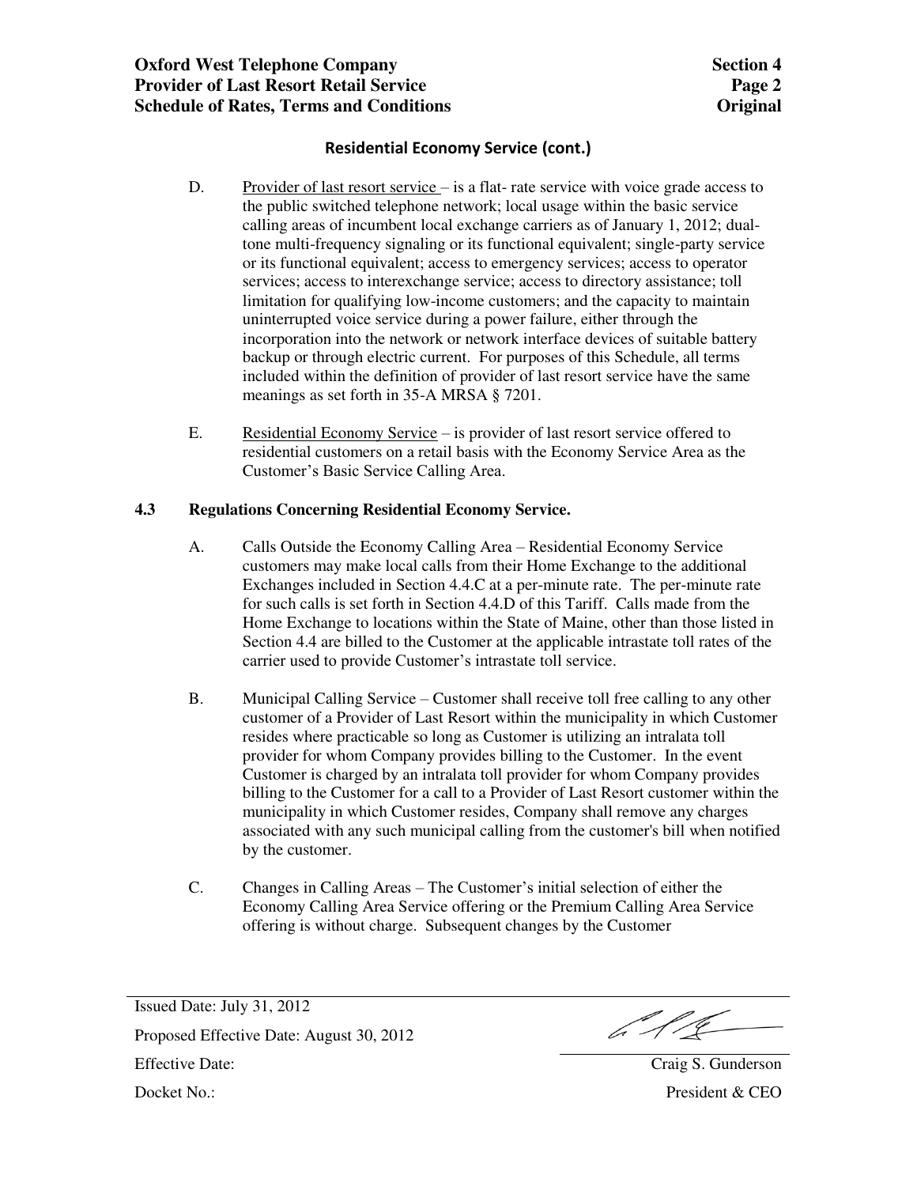## Residential Economy Service (cont.)

D. Provider of last resort service – is a flat- rate service with voice grade access to the public switched telephone network; local usage within the basic service calling areas of incumbent local exchange carriers as of January 1, 2012; dual-tone multi-frequency signaling or its functional equivalent; single-party service or its functional equivalent; access to emergency services; access to operator services; access to interexchange service; access to directory assistance; toll limitation for qualifying low-income customers; and the capacity to maintain uninterrupted voice service during a power failure, either through the incorporation into the network or network interface devices of suitable battery backup or through electric current. For purposes of this Schedule, all terms included within the definition of provider of last resort service have the same meanings as set forth in 35-A MRSA § 7201.

E. Residential Economy Service – is provider of last resort service offered to residential customers on a retail basis with the Economy Service Area as the Customer's Basic Service Calling Area.

### 4.3 Regulations Concerning Residential Economy Service.

A. Calls Outside the Economy Calling Area – Residential Economy Service customers may make local calls from their Home Exchange to the additional Exchanges included in Section 4.4.C at a per-minute rate. The per-minute rate for such calls is set forth in Section 4.4.D of this Tariff. Calls made from the Home Exchange to locations within the State of Maine, other than those listed in Section 4.4 are billed to the Customer at the applicable intrastate toll rates of the carrier used to provide Customer's intrastate toll service.

B. Municipal Calling Service – Customer shall receive toll free calling to any other customer of a Provider of Last Resort within the municipality in which Customer resides where practicable so long as Customer is utilizing an intralata toll provider for whom Company provides billing to the Customer. In the event Customer is charged by an intralata toll provider for whom Company provides billing to the Customer for a call to a Provider of Last Resort customer within the municipality in which Customer resides, Company shall remove any charges associated with any such municipal calling from the customer's bill when notified by the customer.

C. Changes in Calling Areas – The Customer's initial selection of either the Economy Calling Area Service offering or the Premium Calling Area Service offering is without charge. Subsequent changes by the Customer

Issued Date: July 31, 2012

Proposed Effective Date: August 30, 2012

Effective Date:

Docket No.:

Craig S. Gunderson
President & CEO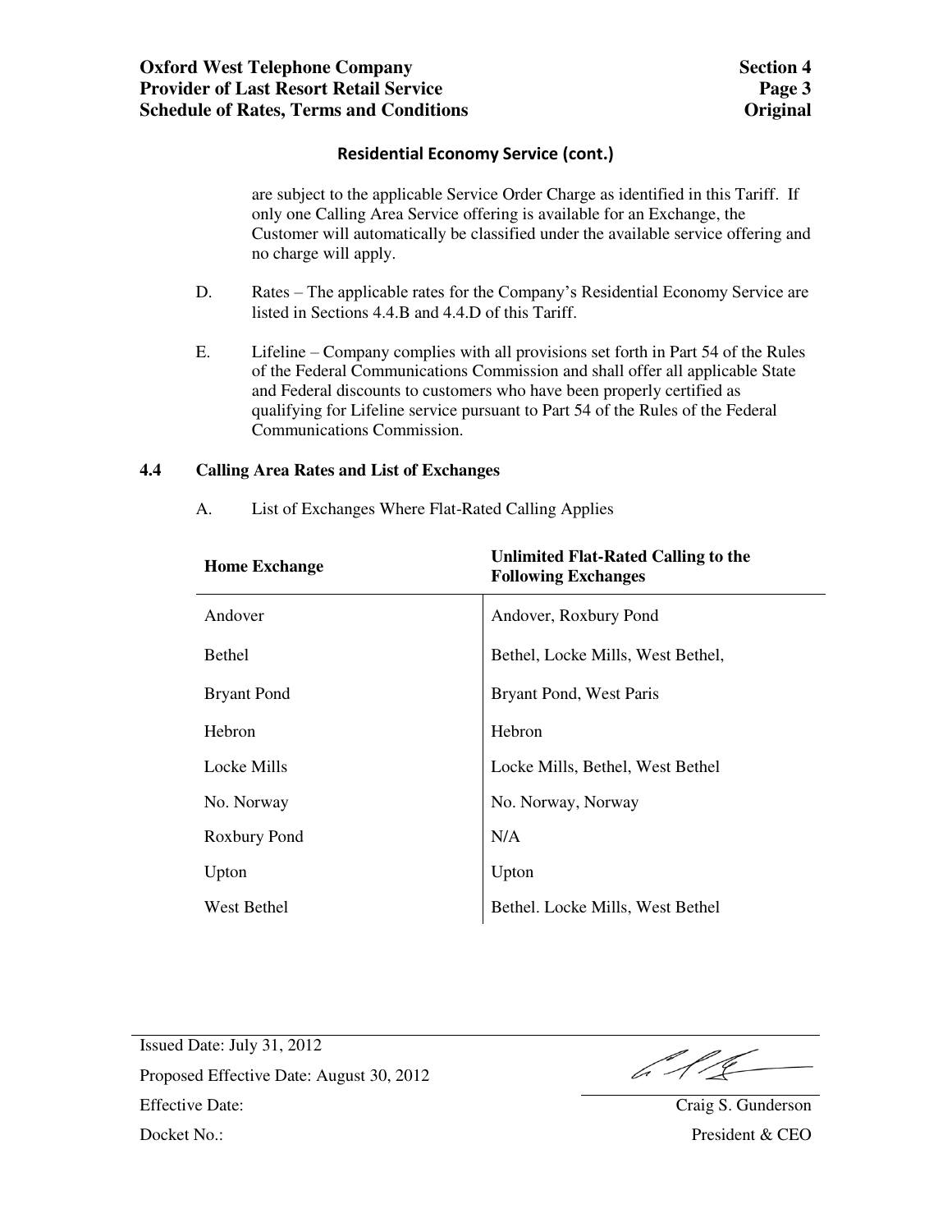## Residential Economy Service (cont.)

are subject to the applicable Service Order Charge as identified in this Tariff. If only one Calling Area Service offering is available for an Exchange, the Customer will automatically be classified under the available service offering and no charge will apply.

D. Rates – The applicable rates for the Company's Residential Economy Service are listed in Sections 4.4.B and 4.4.D of this Tariff.

E. Lifeline – Company complies with all provisions set forth in Part 54 of the Rules of the Federal Communications Commission and shall offer all applicable State and Federal discounts to customers who have been properly certified as qualifying for Lifeline service pursuant to Part 54 of the Rules of the Federal Communications Commission.

### 4.4 Calling Area Rates and List of Exchanges

A. List of Exchanges Where Flat-Rated Calling Applies

| Home Exchange | Unlimited Flat-Rated Calling to the Following Exchanges |
|---|---|
| Andover | Andover, Roxbury Pond |
| Bethel | Bethel, Locke Mills, West Bethel, |
| Bryant Pond | Bryant Pond, West Paris |
| Hebron | Hebron |
| Locke Mills | Locke Mills, Bethel, West Bethel |
| No. Norway | No. Norway, Norway |
| Roxbury Pond | N/A |
| Upton | Upton |
| West Bethel | Bethel. Locke Mills, West Bethel |

Issued Date: July 31, 2012

Proposed Effective Date: August 30, 2012

Effective Date:

Docket No.:

Craig S. Gunderson
President & CEO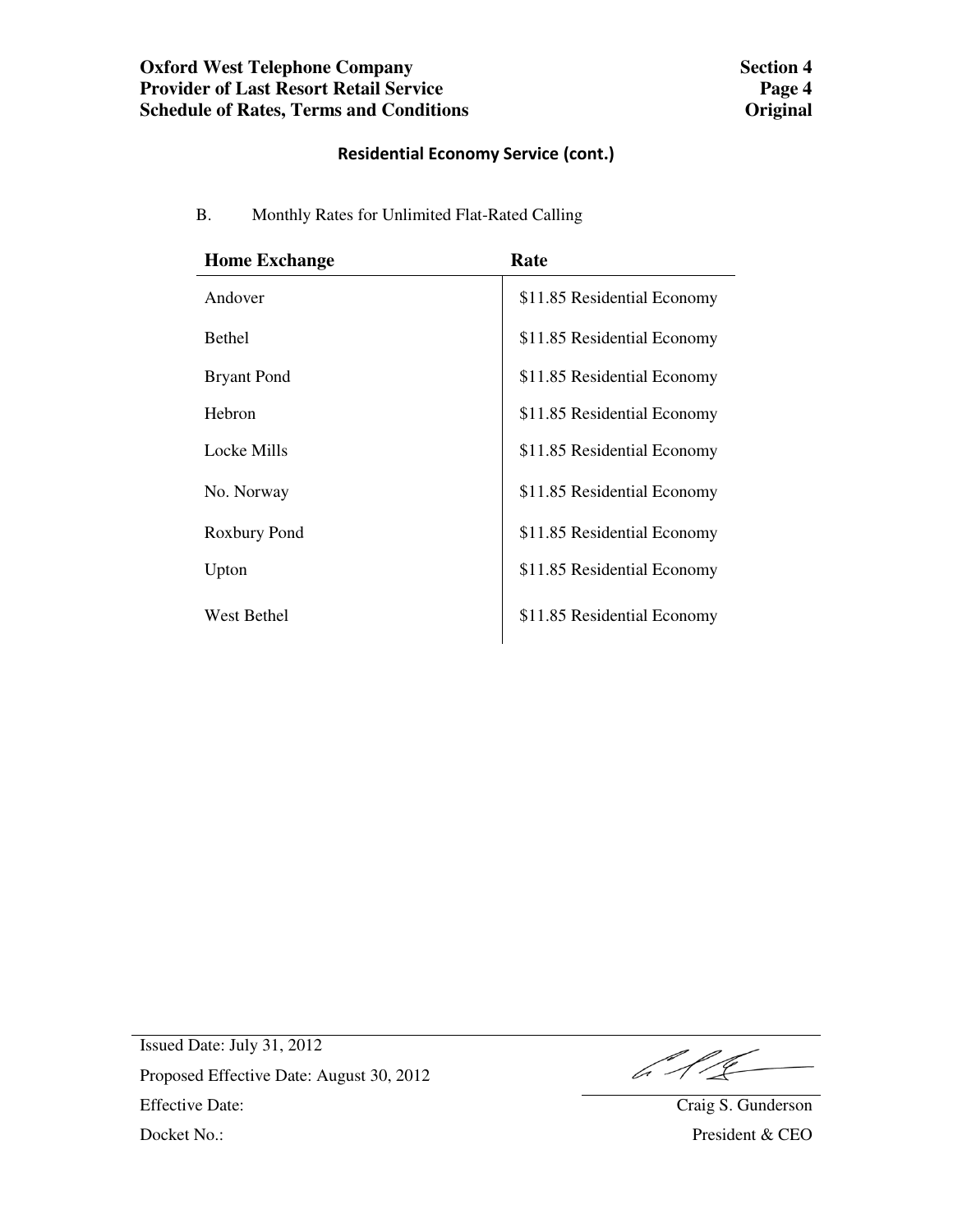## Residential Economy Service (cont.)

B. Monthly Rates for Unlimited Flat-Rated Calling

| Home Exchange | Rate |
|---|---|
| Andover | $11.85 Residential Economy |
| Bethel | $11.85 Residential Economy |
| Bryant Pond | $11.85 Residential Economy |
| Hebron | $11.85 Residential Economy |
| Locke Mills | $11.85 Residential Economy |
| No. Norway | $11.85 Residential Economy |
| Roxbury Pond | $11.85 Residential Economy |
| Upton | $11.85 Residential Economy |
| West Bethel | $11.85 Residential Economy |

Issued Date: July 31, 2012

Proposed Effective Date: August 30, 2012

Effective Date:

Docket No.:

Craig S. Gunderson
President & CEO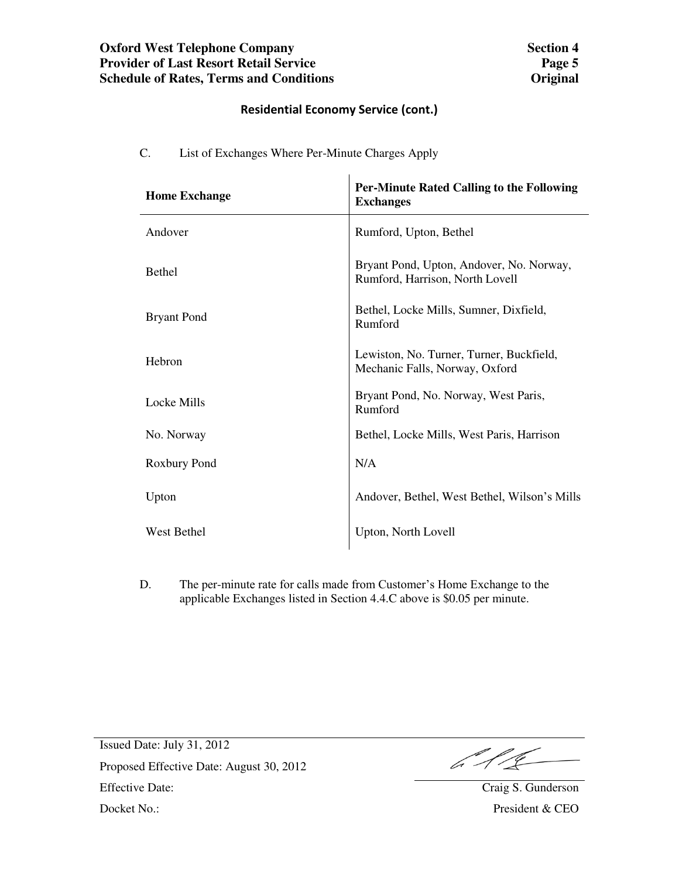## Residential Economy Service (cont.)

C. List of Exchanges Where Per-Minute Charges Apply

| Home Exchange | Per-Minute Rated Calling to the Following Exchanges |
|---|---|
| Andover | Rumford, Upton, Bethel |
| Bethel | Bryant Pond, Upton, Andover, No. Norway, Rumford, Harrison, North Lovell |
| Bryant Pond | Bethel, Locke Mills, Sumner, Dixfield, Rumford |
| Hebron | Lewiston, No. Turner, Turner, Buckfield, Mechanic Falls, Norway, Oxford |
| Locke Mills | Bryant Pond, No. Norway, West Paris, Rumford |
| No. Norway | Bethel, Locke Mills, West Paris, Harrison |
| Roxbury Pond | N/A |
| Upton | Andover, Bethel, West Bethel, Wilson's Mills |
| West Bethel | Upton, North Lovell |

D. The per-minute rate for calls made from Customer's Home Exchange to the applicable Exchanges listed in Section 4.4.C above is $0.05 per minute.

Issued Date: July 31, 2012

Proposed Effective Date: August 30, 2012

Effective Date:

Docket No.:

Craig S. Gunderson
President & CEO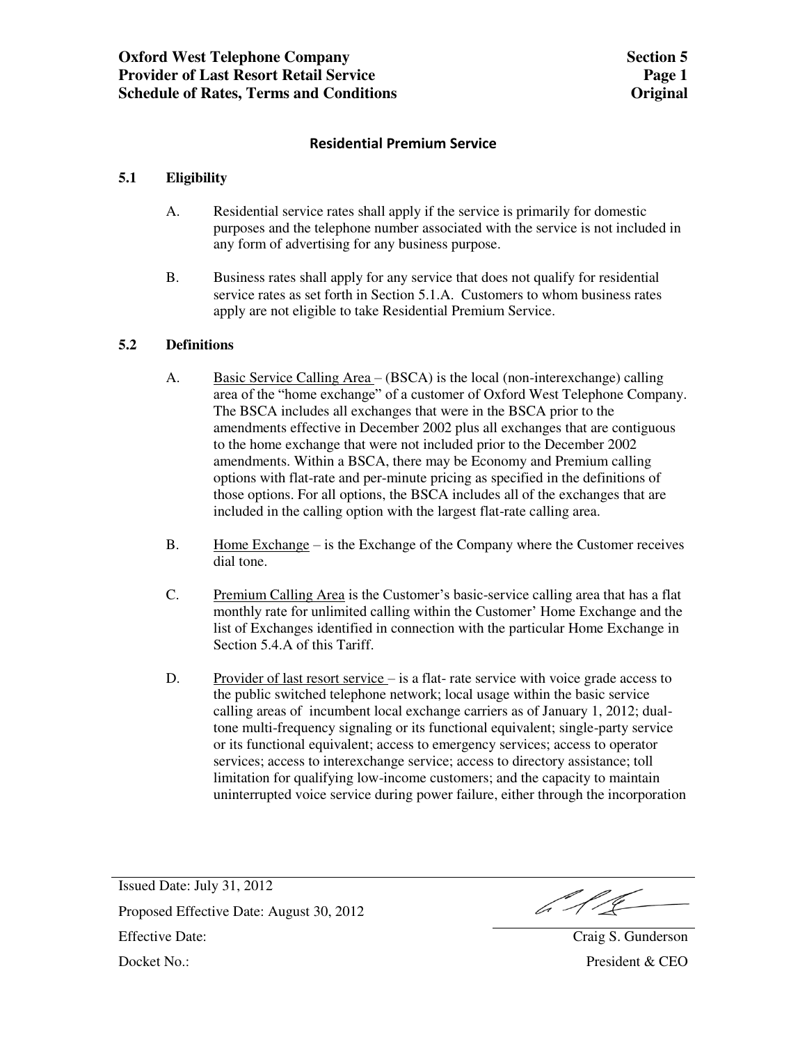## Residential Premium Service

### 5.1 Eligibility

A. Residential service rates shall apply if the service is primarily for domestic purposes and the telephone number associated with the service is not included in any form of advertising for any business purpose.

B. Business rates shall apply for any service that does not qualify for residential service rates as set forth in Section 5.1.A. Customers to whom business rates apply are not eligible to take Residential Premium Service.

### 5.2 Definitions

A. Basic Service Calling Area – (BSCA) is the local (non-interexchange) calling area of the "home exchange" of a customer of Oxford West Telephone Company. The BSCA includes all exchanges that were in the BSCA prior to the amendments effective in December 2002 plus all exchanges that are contiguous to the home exchange that were not included prior to the December 2002 amendments. Within a BSCA, there may be Economy and Premium calling options with flat-rate and per-minute pricing as specified in the definitions of those options. For all options, the BSCA includes all of the exchanges that are included in the calling option with the largest flat-rate calling area.

B. Home Exchange – is the Exchange of the Company where the Customer receives dial tone.

C. Premium Calling Area is the Customer's basic-service calling area that has a flat monthly rate for unlimited calling within the Customer' Home Exchange and the list of Exchanges identified in connection with the particular Home Exchange in Section 5.4.A of this Tariff.

D. Provider of last resort service – is a flat- rate service with voice grade access to the public switched telephone network; local usage within the basic service calling areas of incumbent local exchange carriers as of January 1, 2012; dual-tone multi-frequency signaling or its functional equivalent; single-party service or its functional equivalent; access to emergency services; access to operator services; access to interexchange service; access to directory assistance; toll limitation for qualifying low-income customers; and the capacity to maintain uninterrupted voice service during power failure, either through the incorporation

Issued Date: July 31, 2012

Proposed Effective Date: August 30, 2012

Effective Date:

Docket No.:

Craig S. Gunderson
President & CEO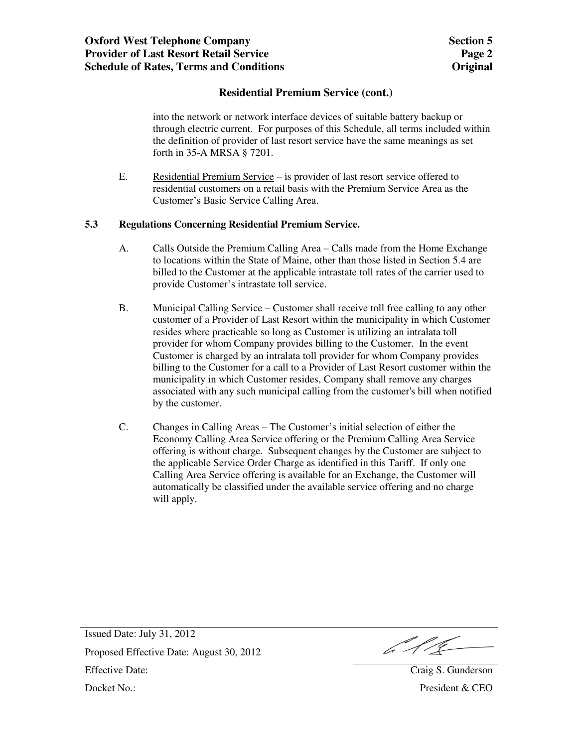## Residential Premium Service (cont.)

into the network or network interface devices of suitable battery backup or through electric current. For purposes of this Schedule, all terms included within the definition of provider of last resort service have the same meanings as set forth in 35-A MRSA § 7201.

E. Residential Premium Service – is provider of last resort service offered to residential customers on a retail basis with the Premium Service Area as the Customer's Basic Service Calling Area.

### 5.3 Regulations Concerning Residential Premium Service.

A. Calls Outside the Premium Calling Area – Calls made from the Home Exchange to locations within the State of Maine, other than those listed in Section 5.4 are billed to the Customer at the applicable intrastate toll rates of the carrier used to provide Customer's intrastate toll service.

B. Municipal Calling Service – Customer shall receive toll free calling to any other customer of a Provider of Last Resort within the municipality in which Customer resides where practicable so long as Customer is utilizing an intralata toll provider for whom Company provides billing to the Customer. In the event Customer is charged by an intralata toll provider for whom Company provides billing to the Customer for a call to a Provider of Last Resort customer within the municipality in which Customer resides, Company shall remove any charges associated with any such municipal calling from the customer's bill when notified by the customer.

C. Changes in Calling Areas – The Customer's initial selection of either the Economy Calling Area Service offering or the Premium Calling Area Service offering is without charge. Subsequent changes by the Customer are subject to the applicable Service Order Charge as identified in this Tariff. If only one Calling Area Service offering is available for an Exchange, the Customer will automatically be classified under the available service offering and no charge will apply.

Issued Date: July 31, 2012

Proposed Effective Date: August 30, 2012

Effective Date:

Docket No.:

Craig S. Gunderson
President & CEO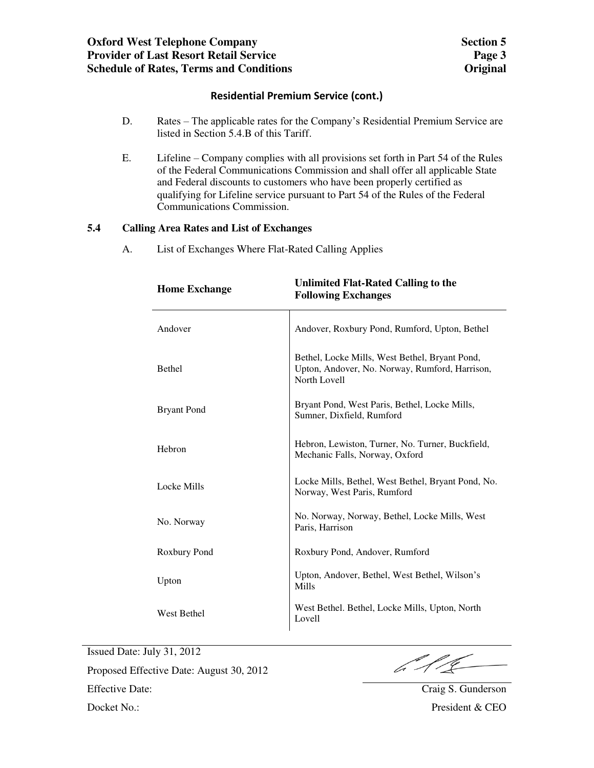## Residential Premium Service (cont.)

D. Rates – The applicable rates for the Company's Residential Premium Service are listed in Section 5.4.B of this Tariff.

E. Lifeline – Company complies with all provisions set forth in Part 54 of the Rules of the Federal Communications Commission and shall offer all applicable State and Federal discounts to customers who have been properly certified as qualifying for Lifeline service pursuant to Part 54 of the Rules of the Federal Communications Commission.

### 5.4 Calling Area Rates and List of Exchanges

A. List of Exchanges Where Flat-Rated Calling Applies

| Home Exchange | Unlimited Flat-Rated Calling to the Following Exchanges |
|---|---|
| Andover | Andover, Roxbury Pond, Rumford, Upton, Bethel |
| Bethel | Bethel, Locke Mills, West Bethel, Bryant Pond, Upton, Andover, No. Norway, Rumford, Harrison, North Lovell |
| Bryant Pond | Bryant Pond, West Paris, Bethel, Locke Mills, Sumner, Dixfield, Rumford |
| Hebron | Hebron, Lewiston, Turner, No. Turner, Buckfield, Mechanic Falls, Norway, Oxford |
| Locke Mills | Locke Mills, Bethel, West Bethel, Bryant Pond, No. Norway, West Paris, Rumford |
| No. Norway | No. Norway, Norway, Bethel, Locke Mills, West Paris, Harrison |
| Roxbury Pond | Roxbury Pond, Andover, Rumford |
| Upton | Upton, Andover, Bethel, West Bethel, Wilson's Mills |
| West Bethel | West Bethel. Bethel, Locke Mills, Upton, North Lovell |

Issued Date: July 31, 2012

Proposed Effective Date: August 30, 2012

Effective Date:

Docket No.:

Craig S. Gunderson
President & CEO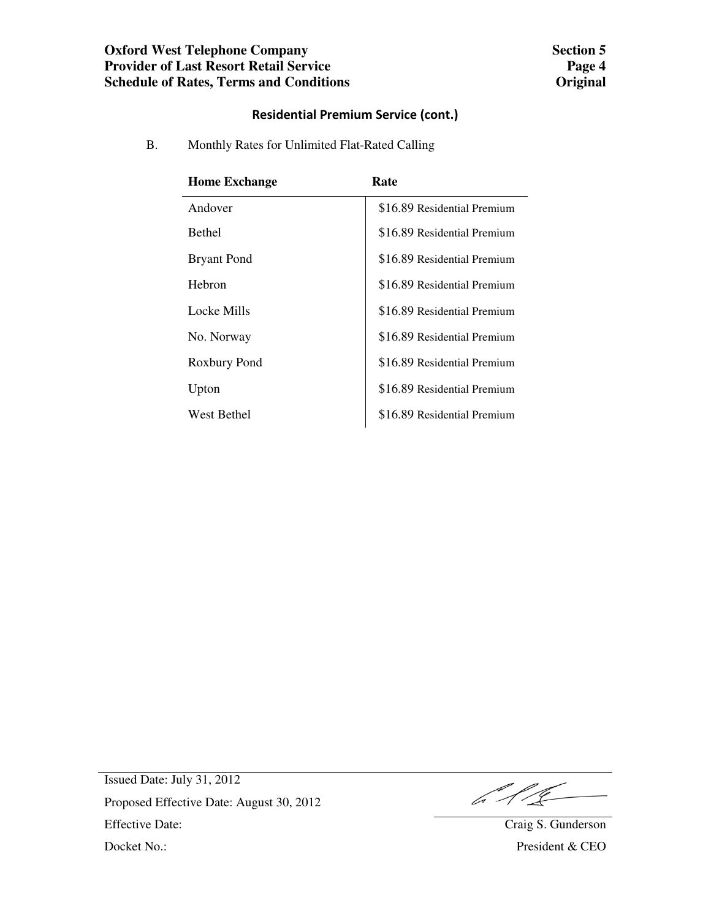## Residential Premium Service (cont.)

B. Monthly Rates for Unlimited Flat-Rated Calling

| Home Exchange | Rate |
|---|---|
| Andover | $16.89 Residential Premium |
| Bethel | $16.89 Residential Premium |
| Bryant Pond | $16.89 Residential Premium |
| Hebron | $16.89 Residential Premium |
| Locke Mills | $16.89 Residential Premium |
| No. Norway | $16.89 Residential Premium |
| Roxbury Pond | $16.89 Residential Premium |
| Upton | $16.89 Residential Premium |
| West Bethel | $16.89 Residential Premium |

Issued Date: July 31, 2012

Proposed Effective Date: August 30, 2012

Effective Date:

Docket No.:

Craig S. Gunderson

President & CEO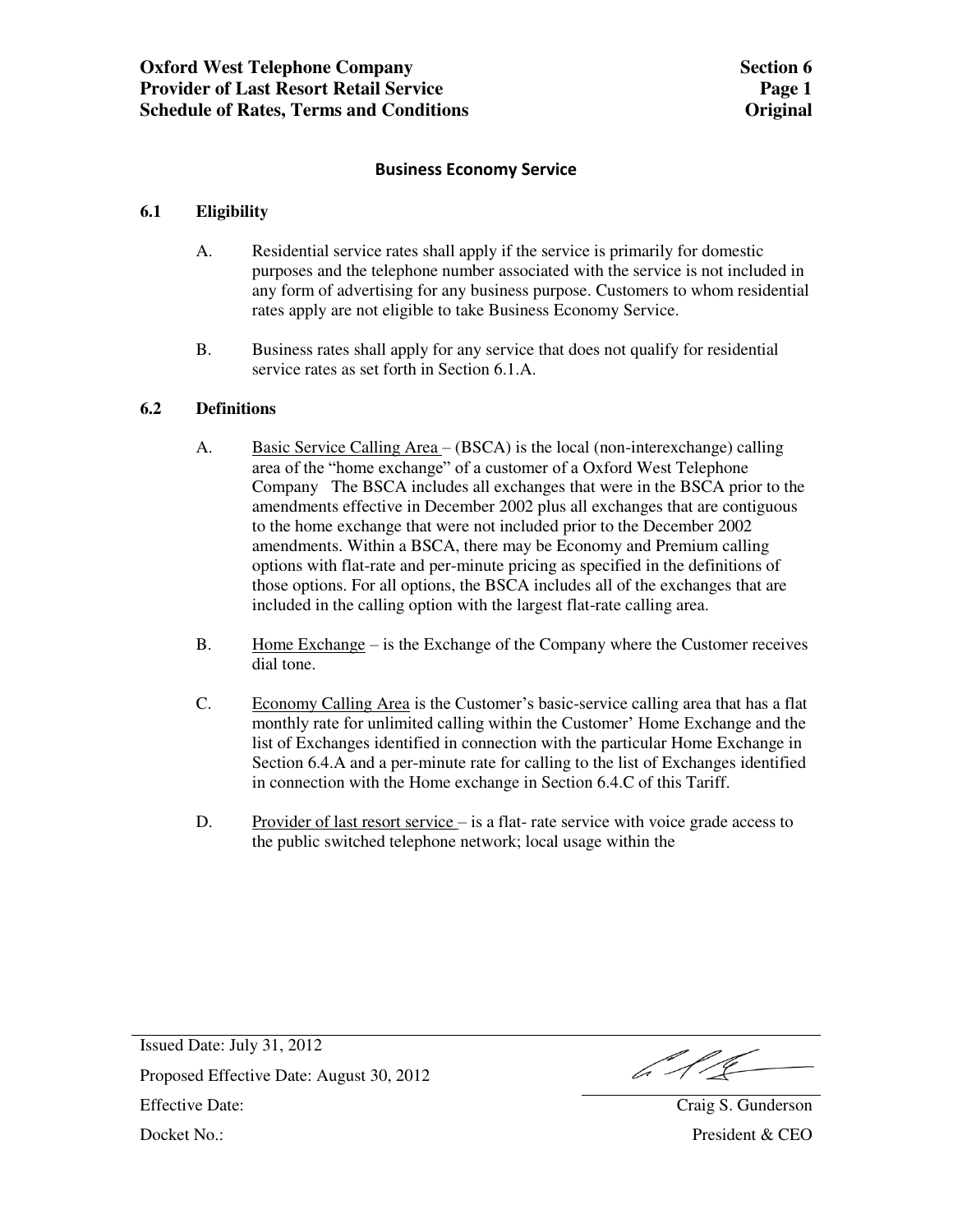## Business Economy Service

### 6.1 Eligibility

A. Residential service rates shall apply if the service is primarily for domestic purposes and the telephone number associated with the service is not included in any form of advertising for any business purpose. Customers to whom residential rates apply are not eligible to take Business Economy Service.

B. Business rates shall apply for any service that does not qualify for residential service rates as set forth in Section 6.1.A.

### 6.2 Definitions

A. Basic Service Calling Area – (BSCA) is the local (non-interexchange) calling area of the "home exchange" of a customer of a Oxford West Telephone Company The BSCA includes all exchanges that were in the BSCA prior to the amendments effective in December 2002 plus all exchanges that are contiguous to the home exchange that were not included prior to the December 2002 amendments. Within a BSCA, there may be Economy and Premium calling options with flat-rate and per-minute pricing as specified in the definitions of those options. For all options, the BSCA includes all of the exchanges that are included in the calling option with the largest flat-rate calling area.

B. Home Exchange – is the Exchange of the Company where the Customer receives dial tone.

C. Economy Calling Area is the Customer's basic-service calling area that has a flat monthly rate for unlimited calling within the Customer' Home Exchange and the list of Exchanges identified in connection with the particular Home Exchange in Section 6.4.A and a per-minute rate for calling to the list of Exchanges identified in connection with the Home exchange in Section 6.4.C of this Tariff.

D. Provider of last resort service – is a flat- rate service with voice grade access to the public switched telephone network; local usage within the

Issued Date: July 31, 2012

Proposed Effective Date: August 30, 2012

Effective Date:

Docket No.:

Craig S. Gunderson
President & CEO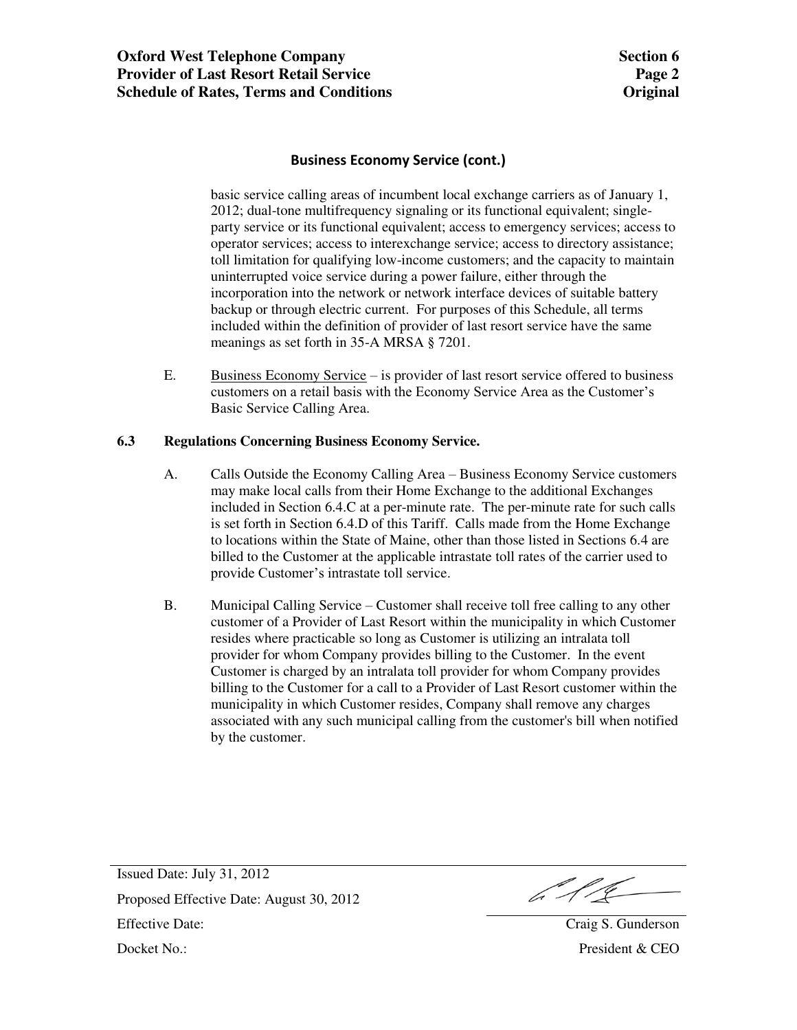## Business Economy Service (cont.)

basic service calling areas of incumbent local exchange carriers as of January 1, 2012; dual-tone multifrequency signaling or its functional equivalent; single-party service or its functional equivalent; access to emergency services; access to operator services; access to interexchange service; access to directory assistance; toll limitation for qualifying low-income customers; and the capacity to maintain uninterrupted voice service during a power failure, either through the incorporation into the network or network interface devices of suitable battery backup or through electric current. For purposes of this Schedule, all terms included within the definition of provider of last resort service have the same meanings as set forth in 35-A MRSA § 7201.

E. Business Economy Service – is provider of last resort service offered to business customers on a retail basis with the Economy Service Area as the Customer's Basic Service Calling Area.

### 6.3 Regulations Concerning Business Economy Service.

A. Calls Outside the Economy Calling Area – Business Economy Service customers may make local calls from their Home Exchange to the additional Exchanges included in Section 6.4.C at a per-minute rate. The per-minute rate for such calls is set forth in Section 6.4.D of this Tariff. Calls made from the Home Exchange to locations within the State of Maine, other than those listed in Sections 6.4 are billed to the Customer at the applicable intrastate toll rates of the carrier used to provide Customer's intrastate toll service.

B. Municipal Calling Service – Customer shall receive toll free calling to any other customer of a Provider of Last Resort within the municipality in which Customer resides where practicable so long as Customer is utilizing an intralata toll provider for whom Company provides billing to the Customer. In the event Customer is charged by an intralata toll provider for whom Company provides billing to the Customer for a call to a Provider of Last Resort customer within the municipality in which Customer resides, Company shall remove any charges associated with any such municipal calling from the customer's bill when notified by the customer.

Issued Date: July 31, 2012

Proposed Effective Date: August 30, 2012

Effective Date:

Docket No.:

Craig S. Gunderson
President & CEO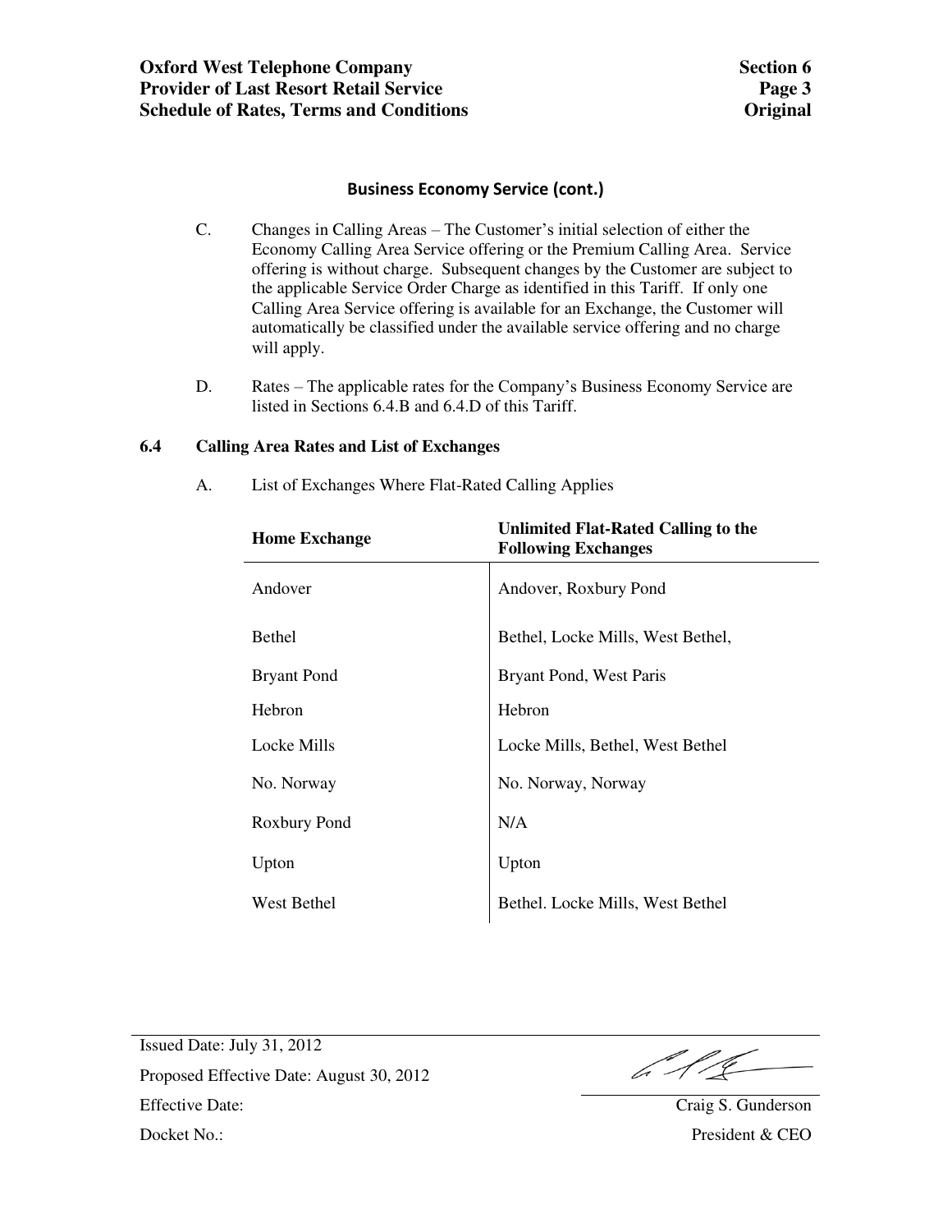## Business Economy Service (cont.)

C. Changes in Calling Areas – The Customer's initial selection of either the Economy Calling Area Service offering or the Premium Calling Area. Service offering is without charge. Subsequent changes by the Customer are subject to the applicable Service Order Charge as identified in this Tariff. If only one Calling Area Service offering is available for an Exchange, the Customer will automatically be classified under the available service offering and no charge will apply.

D. Rates – The applicable rates for the Company's Business Economy Service are listed in Sections 6.4.B and 6.4.D of this Tariff.

### 6.4 Calling Area Rates and List of Exchanges

A. List of Exchanges Where Flat-Rated Calling Applies

| Home Exchange | Unlimited Flat-Rated Calling to the Following Exchanges |
|---|---|
| Andover | Andover, Roxbury Pond |
| Bethel | Bethel, Locke Mills, West Bethel, |
| Bryant Pond | Bryant Pond, West Paris |
| Hebron | Hebron |
| Locke Mills | Locke Mills, Bethel, West Bethel |
| No. Norway | No. Norway, Norway |
| Roxbury Pond | N/A |
| Upton | Upton |
| West Bethel | Bethel. Locke Mills, West Bethel |

Issued Date: July 31, 2012

Proposed Effective Date: August 30, 2012

Effective Date:

Docket No.:

Craig S. Gunderson
President & CEO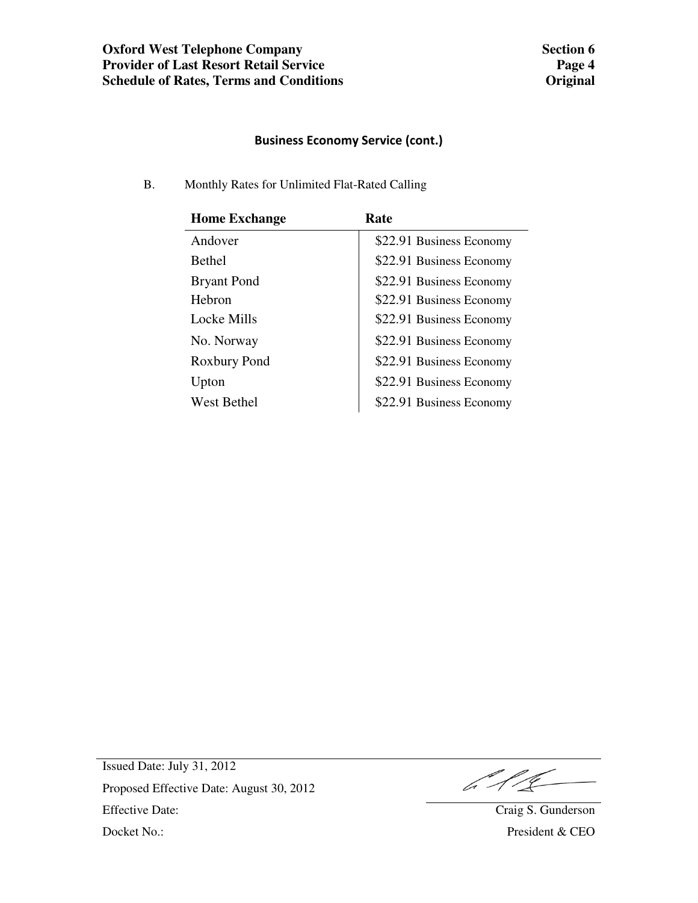## Business Economy Service (cont.)

B. Monthly Rates for Unlimited Flat-Rated Calling

| Home Exchange | Rate |
|---|---|
| Andover | $22.91 Business Economy |
| Bethel | $22.91 Business Economy |
| Bryant Pond | $22.91 Business Economy |
| Hebron | $22.91 Business Economy |
| Locke Mills | $22.91 Business Economy |
| No. Norway | $22.91 Business Economy |
| Roxbury Pond | $22.91 Business Economy |
| Upton | $22.91 Business Economy |
| West Bethel | $22.91 Business Economy |

Issued Date: July 31, 2012

Proposed Effective Date: August 30, 2012

Effective Date:

Docket No.:

Craig S. Gunderson
President & CEO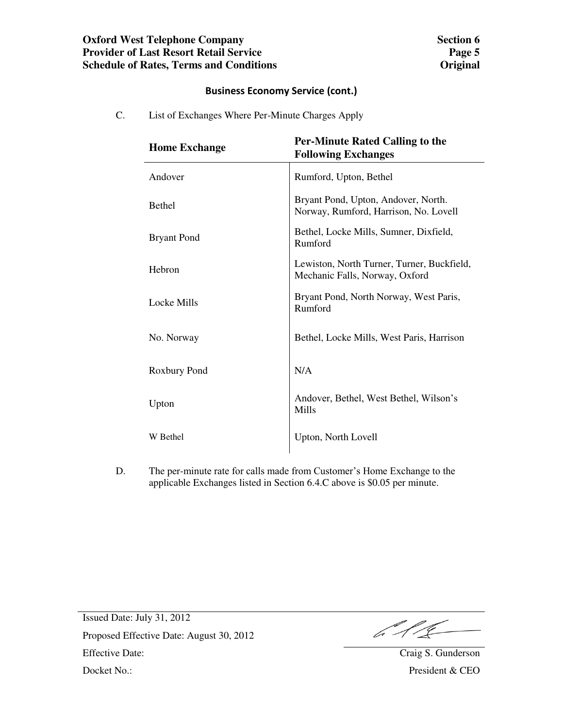## Business Economy Service (cont.)

C. List of Exchanges Where Per-Minute Charges Apply

| Home Exchange | Per-Minute Rated Calling to the Following Exchanges |
|---|---|
| Andover | Rumford, Upton, Bethel |
| Bethel | Bryant Pond, Upton, Andover, North. Norway, Rumford, Harrison, No. Lovell |
| Bryant Pond | Bethel, Locke Mills, Sumner, Dixfield, Rumford |
| Hebron | Lewiston, North Turner, Turner, Buckfield, Mechanic Falls, Norway, Oxford |
| Locke Mills | Bryant Pond, North Norway, West Paris, Rumford |
| No. Norway | Bethel, Locke Mills, West Paris, Harrison |
| Roxbury Pond | N/A |
| Upton | Andover, Bethel, West Bethel, Wilson's Mills |
| W Bethel | Upton, North Lovell |

D. The per-minute rate for calls made from Customer's Home Exchange to the applicable Exchanges listed in Section 6.4.C above is $0.05 per minute.

Issued Date: July 31, 2012

Proposed Effective Date: August 30, 2012

Effective Date:

Docket No.:

Craig S. Gunderson
President & CEO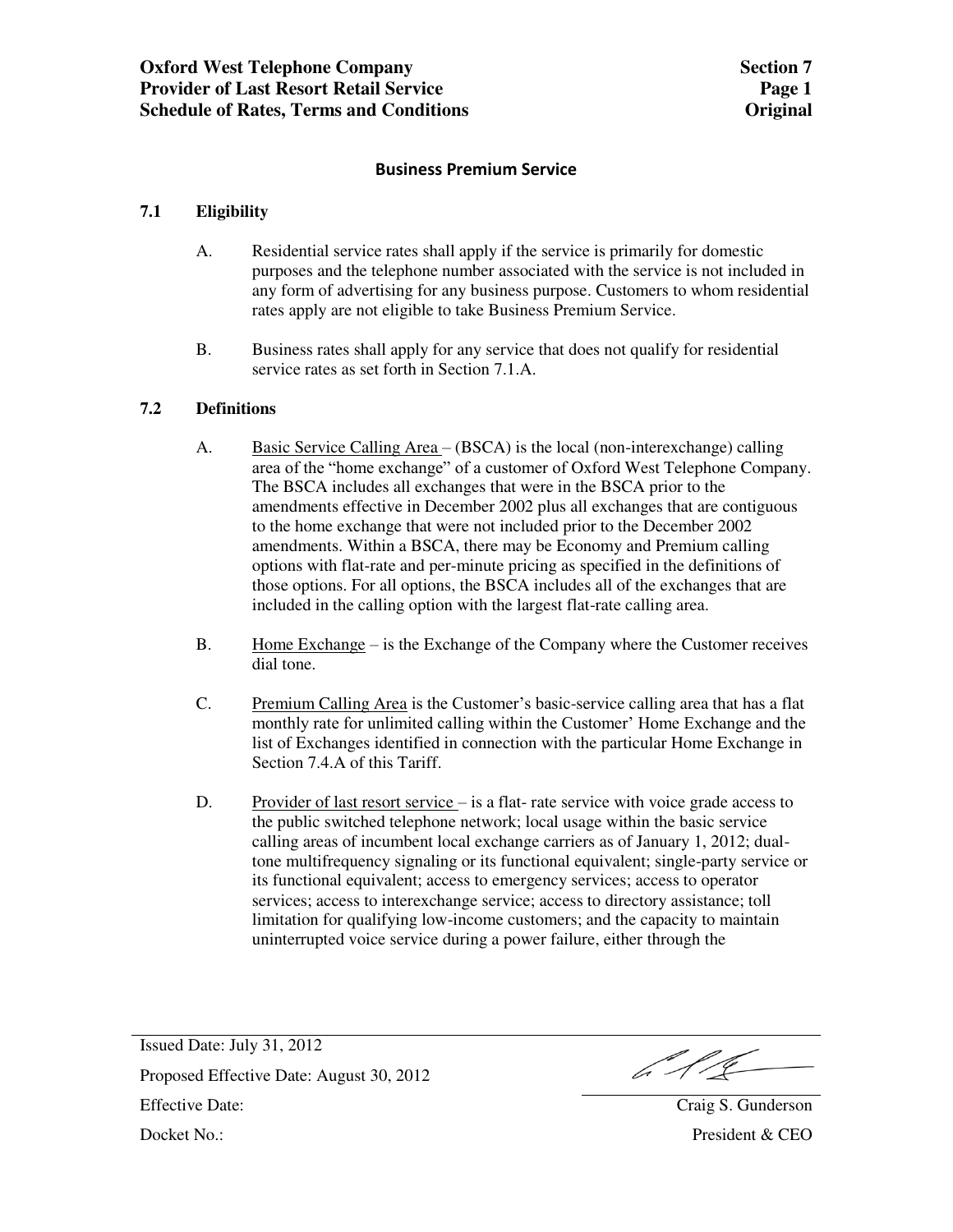## Business Premium Service

### 7.1 Eligibility

A. Residential service rates shall apply if the service is primarily for domestic purposes and the telephone number associated with the service is not included in any form of advertising for any business purpose. Customers to whom residential rates apply are not eligible to take Business Premium Service.

B. Business rates shall apply for any service that does not qualify for residential service rates as set forth in Section 7.1.A.

### 7.2 Definitions

A. Basic Service Calling Area – (BSCA) is the local (non-interexchange) calling area of the "home exchange" of a customer of Oxford West Telephone Company. The BSCA includes all exchanges that were in the BSCA prior to the amendments effective in December 2002 plus all exchanges that are contiguous to the home exchange that were not included prior to the December 2002 amendments. Within a BSCA, there may be Economy and Premium calling options with flat-rate and per-minute pricing as specified in the definitions of those options. For all options, the BSCA includes all of the exchanges that are included in the calling option with the largest flat-rate calling area.

B. Home Exchange – is the Exchange of the Company where the Customer receives dial tone.

C. Premium Calling Area is the Customer's basic-service calling area that has a flat monthly rate for unlimited calling within the Customer' Home Exchange and the list of Exchanges identified in connection with the particular Home Exchange in Section 7.4.A of this Tariff.

D. Provider of last resort service – is a flat- rate service with voice grade access to the public switched telephone network; local usage within the basic service calling areas of incumbent local exchange carriers as of January 1, 2012; dual-tone multifrequency signaling or its functional equivalent; single-party service or its functional equivalent; access to emergency services; access to operator services; access to interexchange service; access to directory assistance; toll limitation for qualifying low-income customers; and the capacity to maintain uninterrupted voice service during a power failure, either through the

Issued Date: July 31, 2012

Proposed Effective Date: August 30, 2012

Effective Date:

Docket No.:

Craig S. Gunderson
President & CEO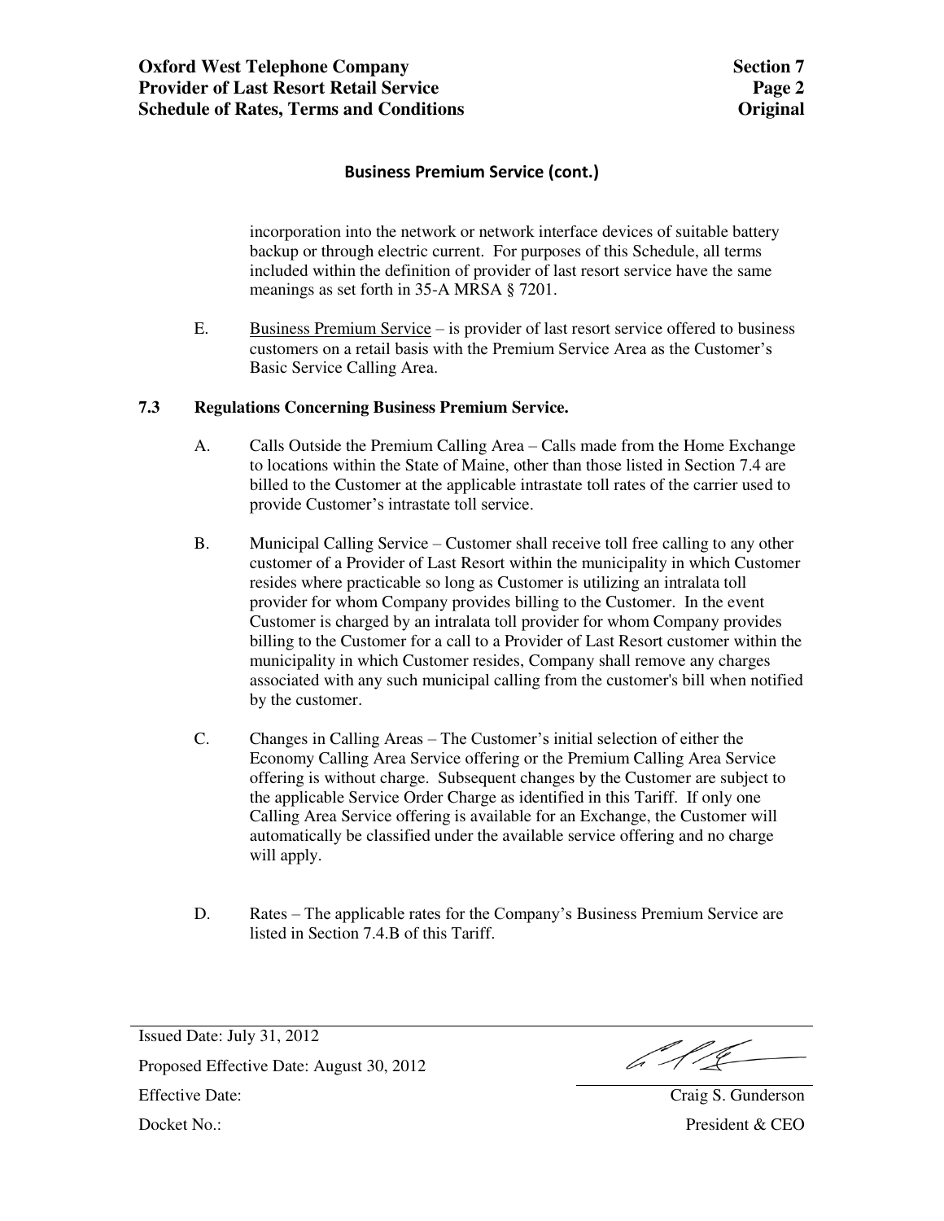## Business Premium Service (cont.)

incorporation into the network or network interface devices of suitable battery backup or through electric current. For purposes of this Schedule, all terms included within the definition of provider of last resort service have the same meanings as set forth in 35-A MRSA § 7201.

E. Business Premium Service – is provider of last resort service offered to business customers on a retail basis with the Premium Service Area as the Customer's Basic Service Calling Area.

### 7.3 Regulations Concerning Business Premium Service.

A. Calls Outside the Premium Calling Area – Calls made from the Home Exchange to locations within the State of Maine, other than those listed in Section 7.4 are billed to the Customer at the applicable intrastate toll rates of the carrier used to provide Customer's intrastate toll service.

B. Municipal Calling Service – Customer shall receive toll free calling to any other customer of a Provider of Last Resort within the municipality in which Customer resides where practicable so long as Customer is utilizing an intralata toll provider for whom Company provides billing to the Customer. In the event Customer is charged by an intralata toll provider for whom Company provides billing to the Customer for a call to a Provider of Last Resort customer within the municipality in which Customer resides, Company shall remove any charges associated with any such municipal calling from the customer's bill when notified by the customer.

C. Changes in Calling Areas – The Customer's initial selection of either the Economy Calling Area Service offering or the Premium Calling Area Service offering is without charge. Subsequent changes by the Customer are subject to the applicable Service Order Charge as identified in this Tariff. If only one Calling Area Service offering is available for an Exchange, the Customer will automatically be classified under the available service offering and no charge will apply.

D. Rates – The applicable rates for the Company's Business Premium Service are listed in Section 7.4.B of this Tariff.

Issued Date: July 31, 2012

Proposed Effective Date: August 30, 2012

Effective Date:

Docket No.:

Craig S. Gunderson

President & CEO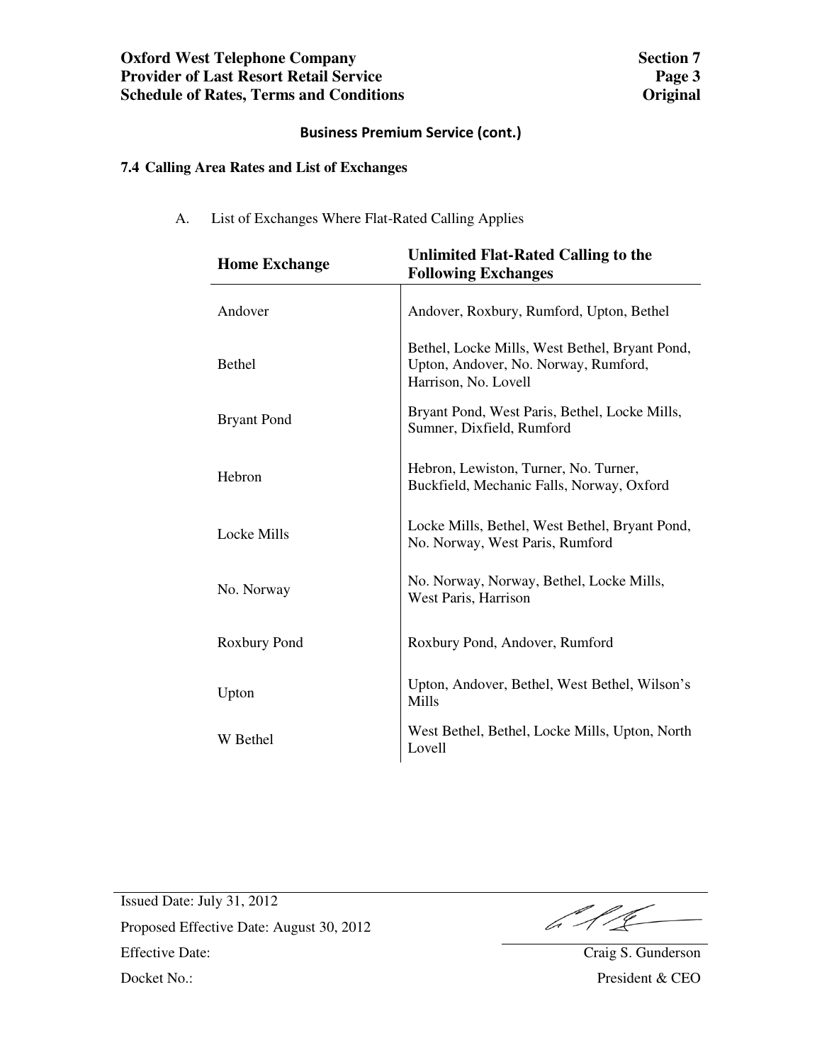## Business Premium Service (cont.)

### 7.4 Calling Area Rates and List of Exchanges

A. List of Exchanges Where Flat-Rated Calling Applies

| Home Exchange | Unlimited Flat-Rated Calling to the Following Exchanges |
|---|---|
| Andover | Andover, Roxbury, Rumford, Upton, Bethel |
| Bethel | Bethel, Locke Mills, West Bethel, Bryant Pond, Upton, Andover, No. Norway, Rumford, Harrison, No. Lovell |
| Bryant Pond | Bryant Pond, West Paris, Bethel, Locke Mills, Sumner, Dixfield, Rumford |
| Hebron | Hebron, Lewiston, Turner, No. Turner, Buckfield, Mechanic Falls, Norway, Oxford |
| Locke Mills | Locke Mills, Bethel, West Bethel, Bryant Pond, No. Norway, West Paris, Rumford |
| No. Norway | No. Norway, Norway, Bethel, Locke Mills, West Paris, Harrison |
| Roxbury Pond | Roxbury Pond, Andover, Rumford |
| Upton | Upton, Andover, Bethel, West Bethel, Wilson's Mills |
| W Bethel | West Bethel, Bethel, Locke Mills, Upton, North Lovell |

Issued Date: July 31, 2012
Proposed Effective Date: August 30, 2012
Effective Date:
Docket No.:

Craig S. Gunderson
President & CEO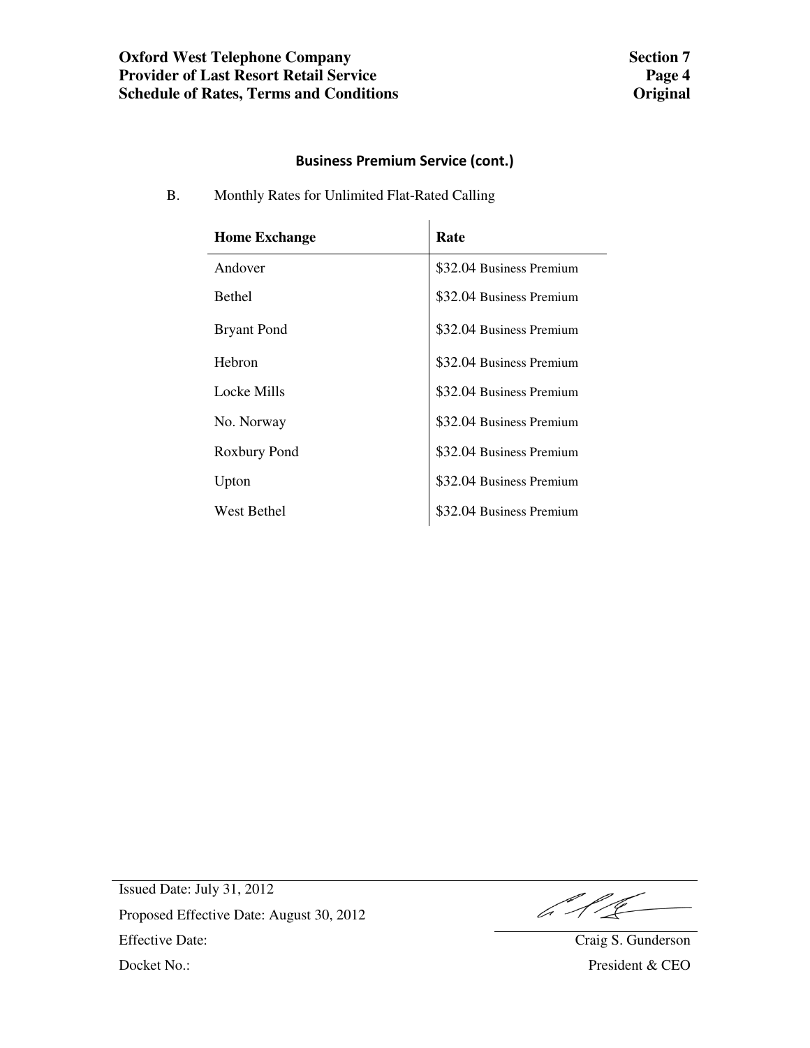## Business Premium Service (cont.)

B. Monthly Rates for Unlimited Flat-Rated Calling

| Home Exchange | Rate |
|---|---|
| Andover | $32.04 Business Premium |
| Bethel | $32.04 Business Premium |
| Bryant Pond | $32.04 Business Premium |
| Hebron | $32.04 Business Premium |
| Locke Mills | $32.04 Business Premium |
| No. Norway | $32.04 Business Premium |
| Roxbury Pond | $32.04 Business Premium |
| Upton | $32.04 Business Premium |
| West Bethel | $32.04 Business Premium |

Issued Date: July 31, 2012

Proposed Effective Date: August 30, 2012

Effective Date:

Docket No.:

Craig S. Gunderson

President & CEO